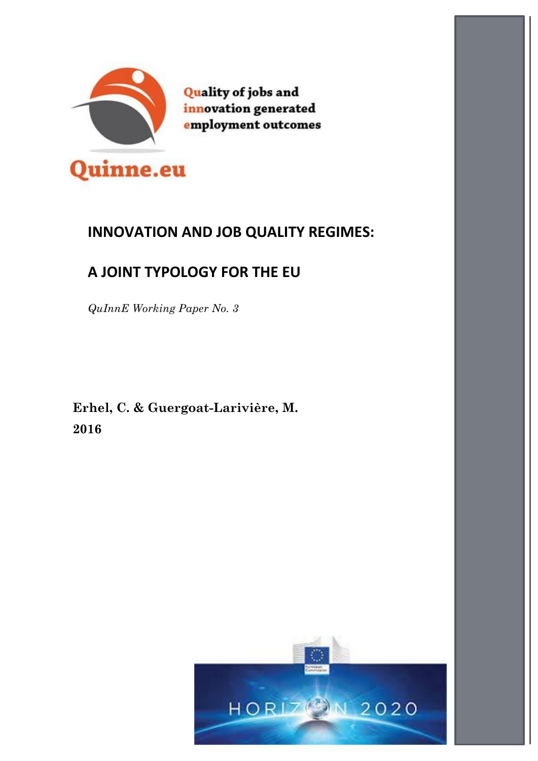Quality of jobs and innovation generated employment outcomes

Quinne.eu

# INNOVATION AND JOB QUALITY REGIMES:

# A JOINT TYPOLOGY FOR THE EU

*QuInnE Working Paper No. 3*

**Erhel, C. & Guergoat-Larivière, M.**
**2016**

HORIZON 2020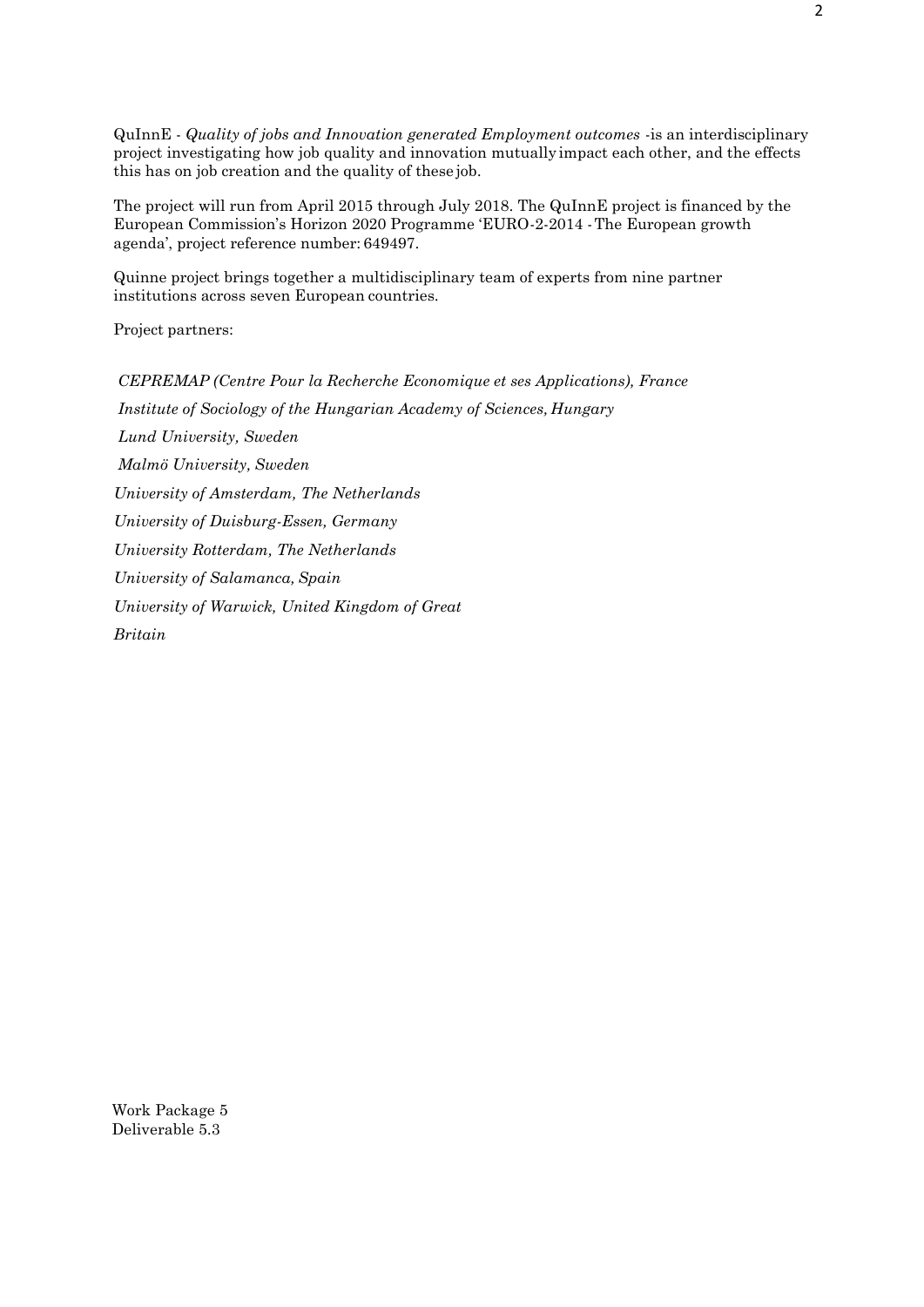QuInnE - *Quality of jobs and Innovation generated Employment outcomes* -is an interdisciplinary project investigating how job quality and innovation mutually impact each other, and the effects this has on job creation and the quality of these job.

The project will run from April 2015 through July 2018. The QuInnE project is financed by the European Commission's Horizon 2020 Programme 'EURO-2-2014 - The European growth agenda', project reference number: 649497.

Quinne project brings together a multidisciplinary team of experts from nine partner institutions across seven European countries.

Project partners:

*CEPREMAP (Centre Pour la Recherche Economique et ses Applications), France*

*Institute of Sociology of the Hungarian Academy of Sciences, Hungary*

*Lund University, Sweden*

*Malmö University, Sweden*

*University of Amsterdam, The Netherlands*

*University of Duisburg-Essen, Germany*

*University Rotterdam, The Netherlands*

*University of Salamanca, Spain*

*University of Warwick, United Kingdom of Great Britain*

Work Package 5
Deliverable 5.3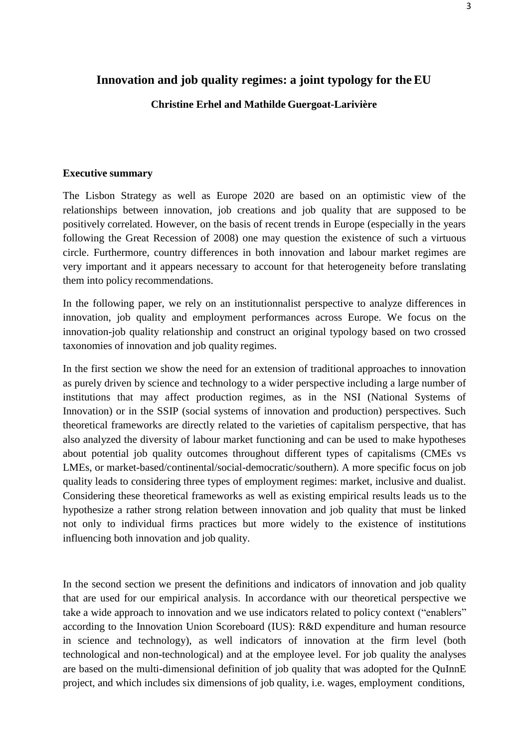# Innovation and job quality regimes: a joint typology for the EU

**Christine Erhel and Mathilde Guergoat-Larivière**

## Executive summary

The Lisbon Strategy as well as Europe 2020 are based on an optimistic view of the relationships between innovation, job creations and job quality that are supposed to be positively correlated. However, on the basis of recent trends in Europe (especially in the years following the Great Recession of 2008) one may question the existence of such a virtuous circle. Furthermore, country differences in both innovation and labour market regimes are very important and it appears necessary to account for that heterogeneity before translating them into policy recommendations.

In the following paper, we rely on an institutionnalist perspective to analyze differences in innovation, job quality and employment performances across Europe. We focus on the innovation-job quality relationship and construct an original typology based on two crossed taxonomies of innovation and job quality regimes.

In the first section we show the need for an extension of traditional approaches to innovation as purely driven by science and technology to a wider perspective including a large number of institutions that may affect production regimes, as in the NSI (National Systems of Innovation) or in the SSIP (social systems of innovation and production) perspectives. Such theoretical frameworks are directly related to the varieties of capitalism perspective, that has also analyzed the diversity of labour market functioning and can be used to make hypotheses about potential job quality outcomes throughout different types of capitalisms (CMEs vs LMEs, or market-based/continental/social-democratic/southern). A more specific focus on job quality leads to considering three types of employment regimes: market, inclusive and dualist. Considering these theoretical frameworks as well as existing empirical results leads us to the hypothesize a rather strong relation between innovation and job quality that must be linked not only to individual firms practices but more widely to the existence of institutions influencing both innovation and job quality.

In the second section we present the definitions and indicators of innovation and job quality that are used for our empirical analysis. In accordance with our theoretical perspective we take a wide approach to innovation and we use indicators related to policy context ("enablers" according to the Innovation Union Scoreboard (IUS): R&D expenditure and human resource in science and technology), as well indicators of innovation at the firm level (both technological and non-technological) and at the employee level. For job quality the analyses are based on the multi-dimensional definition of job quality that was adopted for the QuInnE project, and which includes six dimensions of job quality, i.e. wages, employment conditions,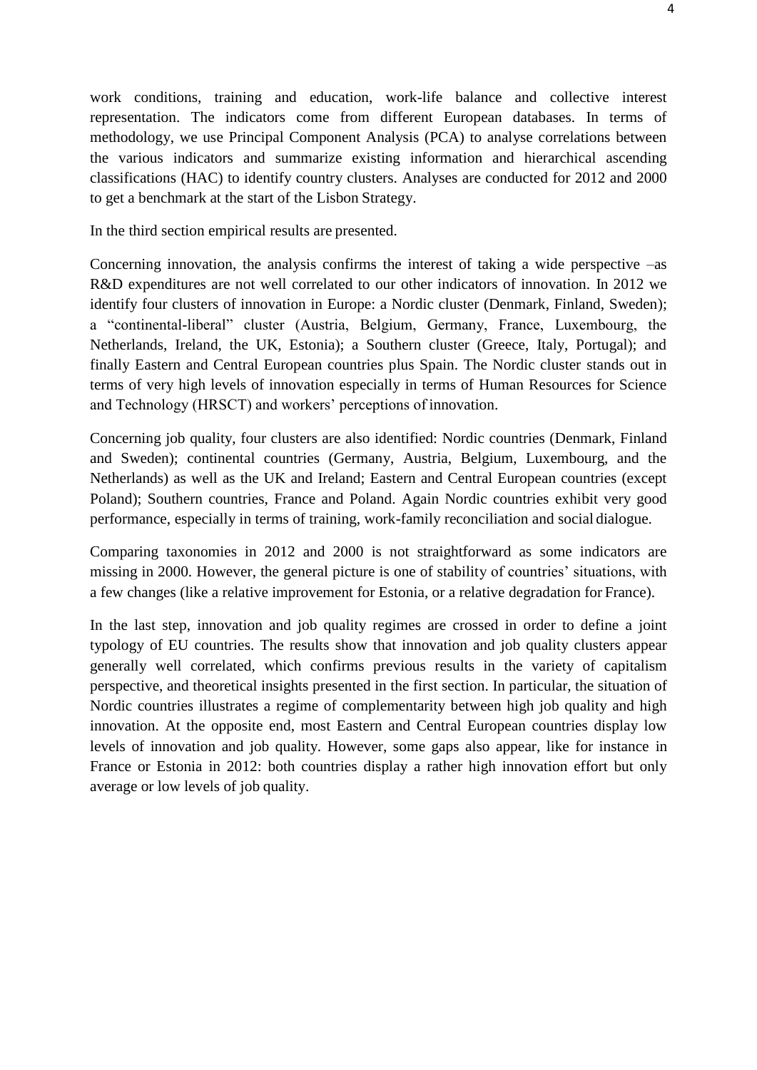work conditions, training and education, work-life balance and collective interest representation. The indicators come from different European databases. In terms of methodology, we use Principal Component Analysis (PCA) to analyse correlations between the various indicators and summarize existing information and hierarchical ascending classifications (HAC) to identify country clusters. Analyses are conducted for 2012 and 2000 to get a benchmark at the start of the Lisbon Strategy.

In the third section empirical results are presented.

Concerning innovation, the analysis confirms the interest of taking a wide perspective –as R&D expenditures are not well correlated to our other indicators of innovation. In 2012 we identify four clusters of innovation in Europe: a Nordic cluster (Denmark, Finland, Sweden); a "continental-liberal" cluster (Austria, Belgium, Germany, France, Luxembourg, the Netherlands, Ireland, the UK, Estonia); a Southern cluster (Greece, Italy, Portugal); and finally Eastern and Central European countries plus Spain. The Nordic cluster stands out in terms of very high levels of innovation especially in terms of Human Resources for Science and Technology (HRSCT) and workers' perceptions of innovation.

Concerning job quality, four clusters are also identified: Nordic countries (Denmark, Finland and Sweden); continental countries (Germany, Austria, Belgium, Luxembourg, and the Netherlands) as well as the UK and Ireland; Eastern and Central European countries (except Poland); Southern countries, France and Poland. Again Nordic countries exhibit very good performance, especially in terms of training, work-family reconciliation and social dialogue.

Comparing taxonomies in 2012 and 2000 is not straightforward as some indicators are missing in 2000. However, the general picture is one of stability of countries' situations, with a few changes (like a relative improvement for Estonia, or a relative degradation for France).

In the last step, innovation and job quality regimes are crossed in order to define a joint typology of EU countries. The results show that innovation and job quality clusters appear generally well correlated, which confirms previous results in the variety of capitalism perspective, and theoretical insights presented in the first section. In particular, the situation of Nordic countries illustrates a regime of complementarity between high job quality and high innovation. At the opposite end, most Eastern and Central European countries display low levels of innovation and job quality. However, some gaps also appear, like for instance in France or Estonia in 2012: both countries display a rather high innovation effort but only average or low levels of job quality.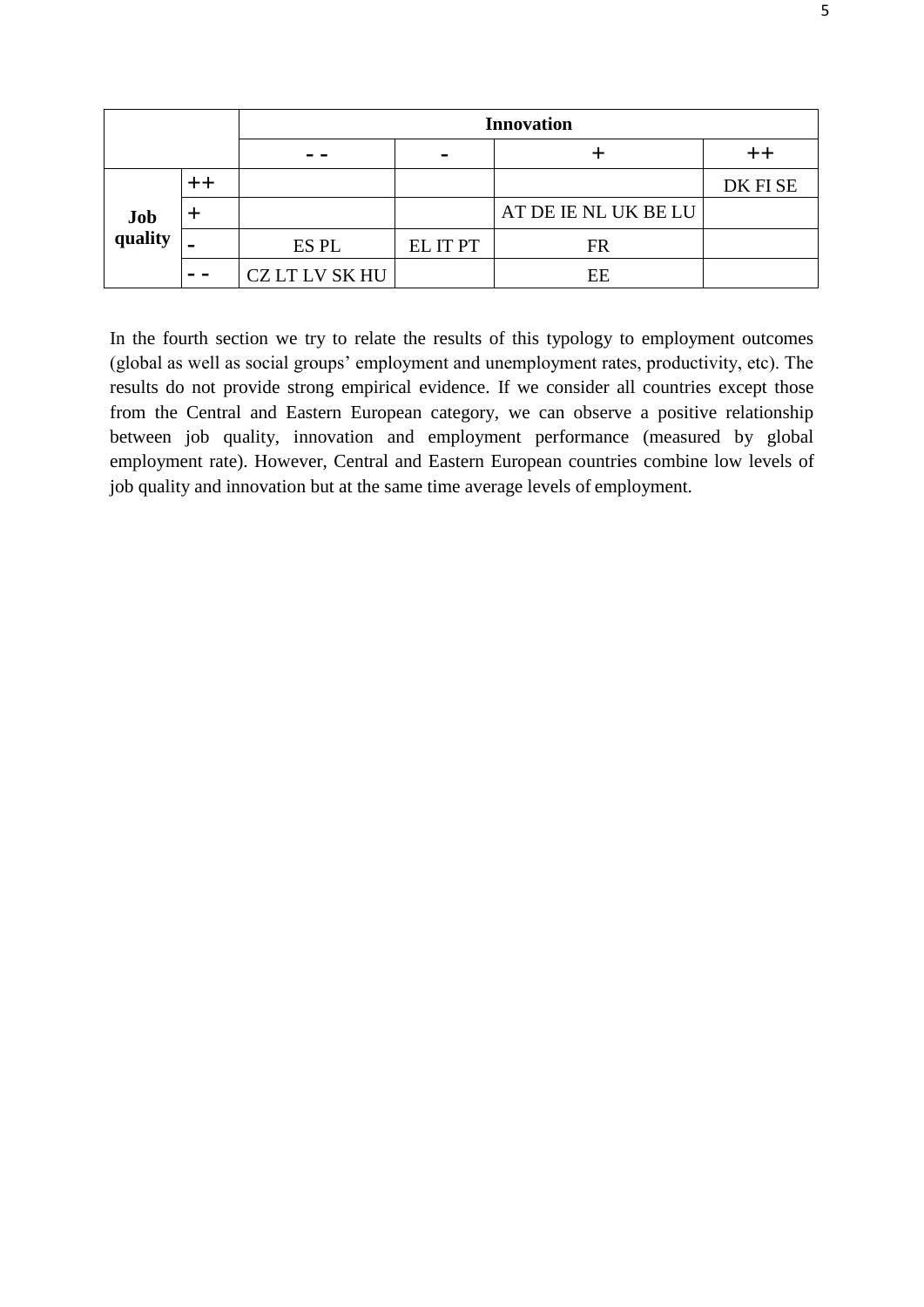| | | Innovation | | | |
|---|---|---|---|---|---|
| | | - - | - | + | ++ |
| Job quality | ++ | | | | DK FI SE |
| | + | | | AT DE IE NL UK BE LU | |
| | - | ES PL | EL IT PT | FR | |
| | - - | CZ LT LV SK HU | | EE | |

In the fourth section we try to relate the results of this typology to employment outcomes (global as well as social groups' employment and unemployment rates, productivity, etc). The results do not provide strong empirical evidence. If we consider all countries except those from the Central and Eastern European category, we can observe a positive relationship between job quality, innovation and employment performance (measured by global employment rate). However, Central and Eastern European countries combine low levels of job quality and innovation but at the same time average levels of employment.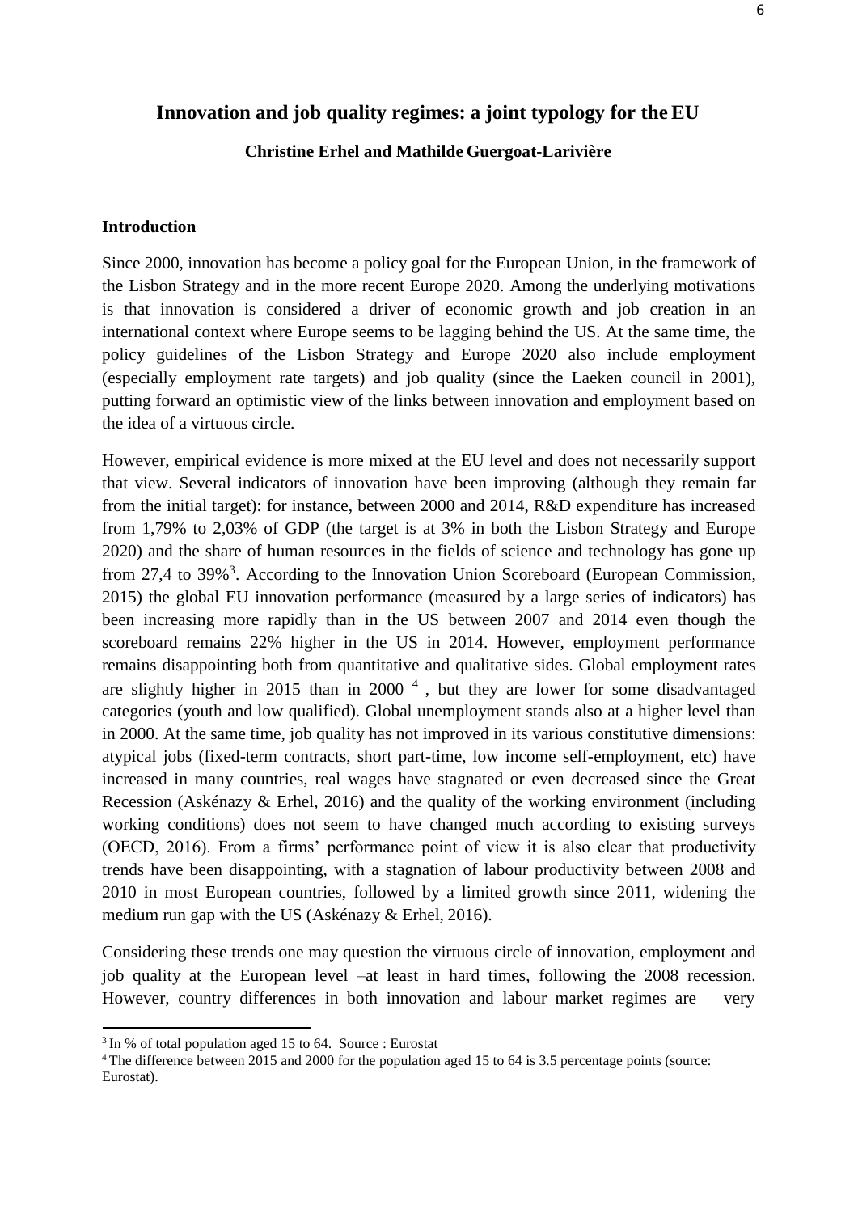# Innovation and job quality regimes: a joint typology for the EU

**Christine Erhel and Mathilde Guergoat-Larivière**

## Introduction

Since 2000, innovation has become a policy goal for the European Union, in the framework of the Lisbon Strategy and in the more recent Europe 2020. Among the underlying motivations is that innovation is considered a driver of economic growth and job creation in an international context where Europe seems to be lagging behind the US. At the same time, the policy guidelines of the Lisbon Strategy and Europe 2020 also include employment (especially employment rate targets) and job quality (since the Laeken council in 2001), putting forward an optimistic view of the links between innovation and employment based on the idea of a virtuous circle.

However, empirical evidence is more mixed at the EU level and does not necessarily support that view. Several indicators of innovation have been improving (although they remain far from the initial target): for instance, between 2000 and 2014, R&D expenditure has increased from 1,79% to 2,03% of GDP (the target is at 3% in both the Lisbon Strategy and Europe 2020) and the share of human resources in the fields of science and technology has gone up from 27,4 to 39%[3]. According to the Innovation Union Scoreboard (European Commission, 2015) the global EU innovation performance (measured by a large series of indicators) has been increasing more rapidly than in the US between 2007 and 2014 even though the scoreboard remains 22% higher in the US in 2014. However, employment performance remains disappointing both from quantitative and qualitative sides. Global employment rates are slightly higher in 2015 than in 2000 [4], but they are lower for some disadvantaged categories (youth and low qualified). Global unemployment stands also at a higher level than in 2000. At the same time, job quality has not improved in its various constitutive dimensions: atypical jobs (fixed-term contracts, short part-time, low income self-employment, etc) have increased in many countries, real wages have stagnated or even decreased since the Great Recession (Askénazy & Erhel, 2016) and the quality of the working environment (including working conditions) does not seem to have changed much according to existing surveys (OECD, 2016). From a firms' performance point of view it is also clear that productivity trends have been disappointing, with a stagnation of labour productivity between 2008 and 2010 in most European countries, followed by a limited growth since 2011, widening the medium run gap with the US (Askénazy & Erhel, 2016).

Considering these trends one may question the virtuous circle of innovation, employment and job quality at the European level –at least in hard times, following the 2008 recession. However, country differences in both innovation and labour market regimes are very

[3] In % of total population aged 15 to 64. Source : Eurostat

[4] The difference between 2015 and 2000 for the population aged 15 to 64 is 3.5 percentage points (source: Eurostat).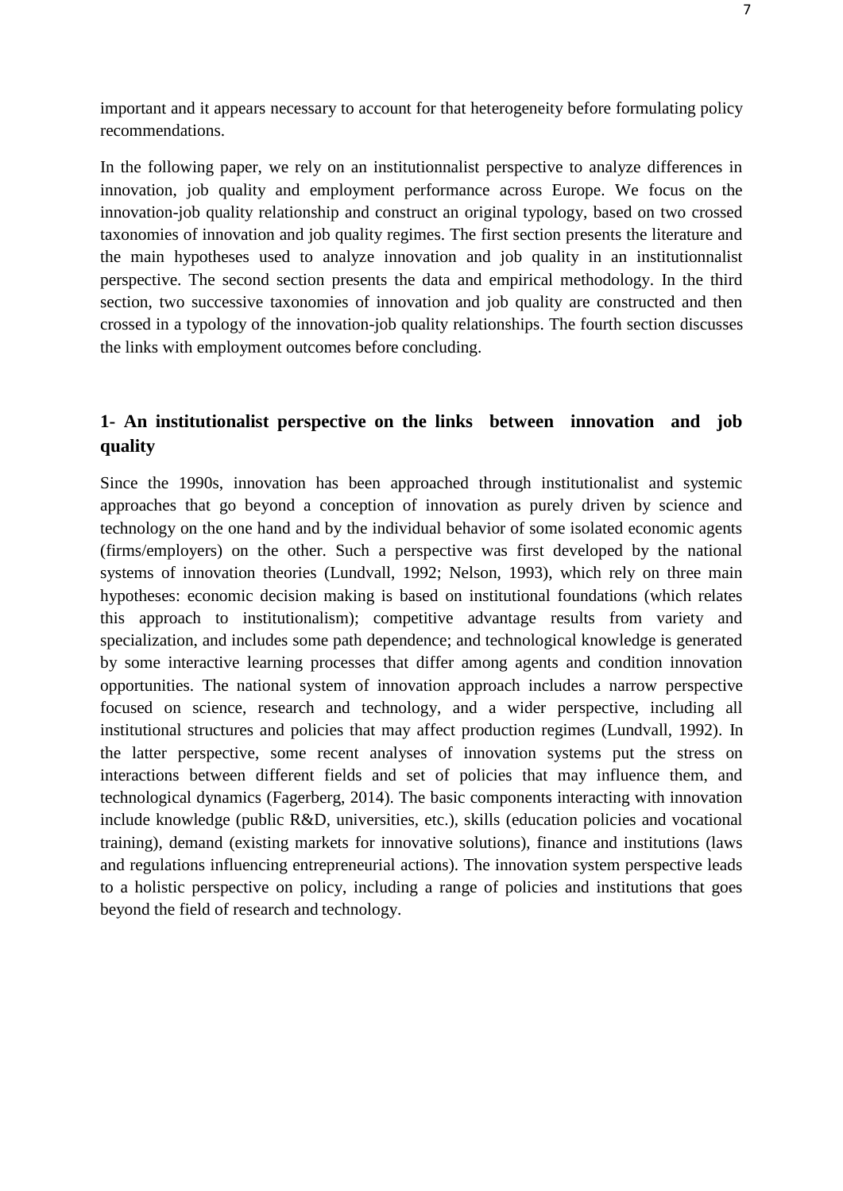important and it appears necessary to account for that heterogeneity before formulating policy recommendations.

In the following paper, we rely on an institutionnalist perspective to analyze differences in innovation, job quality and employment performance across Europe. We focus on the innovation-job quality relationship and construct an original typology, based on two crossed taxonomies of innovation and job quality regimes. The first section presents the literature and the main hypotheses used to analyze innovation and job quality in an institutionnalist perspective. The second section presents the data and empirical methodology. In the third section, two successive taxonomies of innovation and job quality are constructed and then crossed in a typology of the innovation-job quality relationships. The fourth section discusses the links with employment outcomes before concluding.

## 1- An institutionalist perspective on the links between innovation and job quality

Since the 1990s, innovation has been approached through institutionalist and systemic approaches that go beyond a conception of innovation as purely driven by science and technology on the one hand and by the individual behavior of some isolated economic agents (firms/employers) on the other. Such a perspective was first developed by the national systems of innovation theories (Lundvall, 1992; Nelson, 1993), which rely on three main hypotheses: economic decision making is based on institutional foundations (which relates this approach to institutionalism); competitive advantage results from variety and specialization, and includes some path dependence; and technological knowledge is generated by some interactive learning processes that differ among agents and condition innovation opportunities. The national system of innovation approach includes a narrow perspective focused on science, research and technology, and a wider perspective, including all institutional structures and policies that may affect production regimes (Lundvall, 1992). In the latter perspective, some recent analyses of innovation systems put the stress on interactions between different fields and set of policies that may influence them, and technological dynamics (Fagerberg, 2014). The basic components interacting with innovation include knowledge (public R&D, universities, etc.), skills (education policies and vocational training), demand (existing markets for innovative solutions), finance and institutions (laws and regulations influencing entrepreneurial actions). The innovation system perspective leads to a holistic perspective on policy, including a range of policies and institutions that goes beyond the field of research and technology.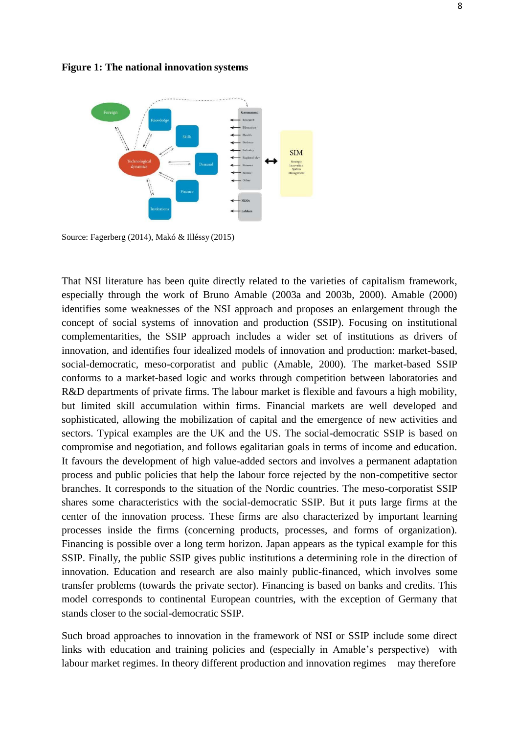**Figure 1: The national innovation systems**

Source: Fagerberg (2014), Makó & Illéssy (2015)

That NSI literature has been quite directly related to the varieties of capitalism framework, especially through the work of Bruno Amable (2003a and 2003b, 2000). Amable (2000) identifies some weaknesses of the NSI approach and proposes an enlargement through the concept of social systems of innovation and production (SSIP). Focusing on institutional complementarities, the SSIP approach includes a wider set of institutions as drivers of innovation, and identifies four idealized models of innovation and production: market-based, social-democratic, meso-corporatist and public (Amable, 2000). The market-based SSIP conforms to a market-based logic and works through competition between laboratories and R&D departments of private firms. The labour market is flexible and favours a high mobility, but limited skill accumulation within firms. Financial markets are well developed and sophisticated, allowing the mobilization of capital and the emergence of new activities and sectors. Typical examples are the UK and the US. The social-democratic SSIP is based on compromise and negotiation, and follows egalitarian goals in terms of income and education. It favours the development of high value-added sectors and involves a permanent adaptation process and public policies that help the labour force rejected by the non-competitive sector branches. It corresponds to the situation of the Nordic countries. The meso-corporatist SSIP shares some characteristics with the social-democratic SSIP. But it puts large firms at the center of the innovation process. These firms are also characterized by important learning processes inside the firms (concerning products, processes, and forms of organization). Financing is possible over a long term horizon. Japan appears as the typical example for this SSIP. Finally, the public SSIP gives public institutions a determining role in the direction of innovation. Education and research are also mainly public-financed, which involves some transfer problems (towards the private sector). Financing is based on banks and credits. This model corresponds to continental European countries, with the exception of Germany that stands closer to the social-democratic SSIP.

Such broad approaches to innovation in the framework of NSI or SSIP include some direct links with education and training policies and (especially in Amable's perspective) with labour market regimes. In theory different production and innovation regimes may therefore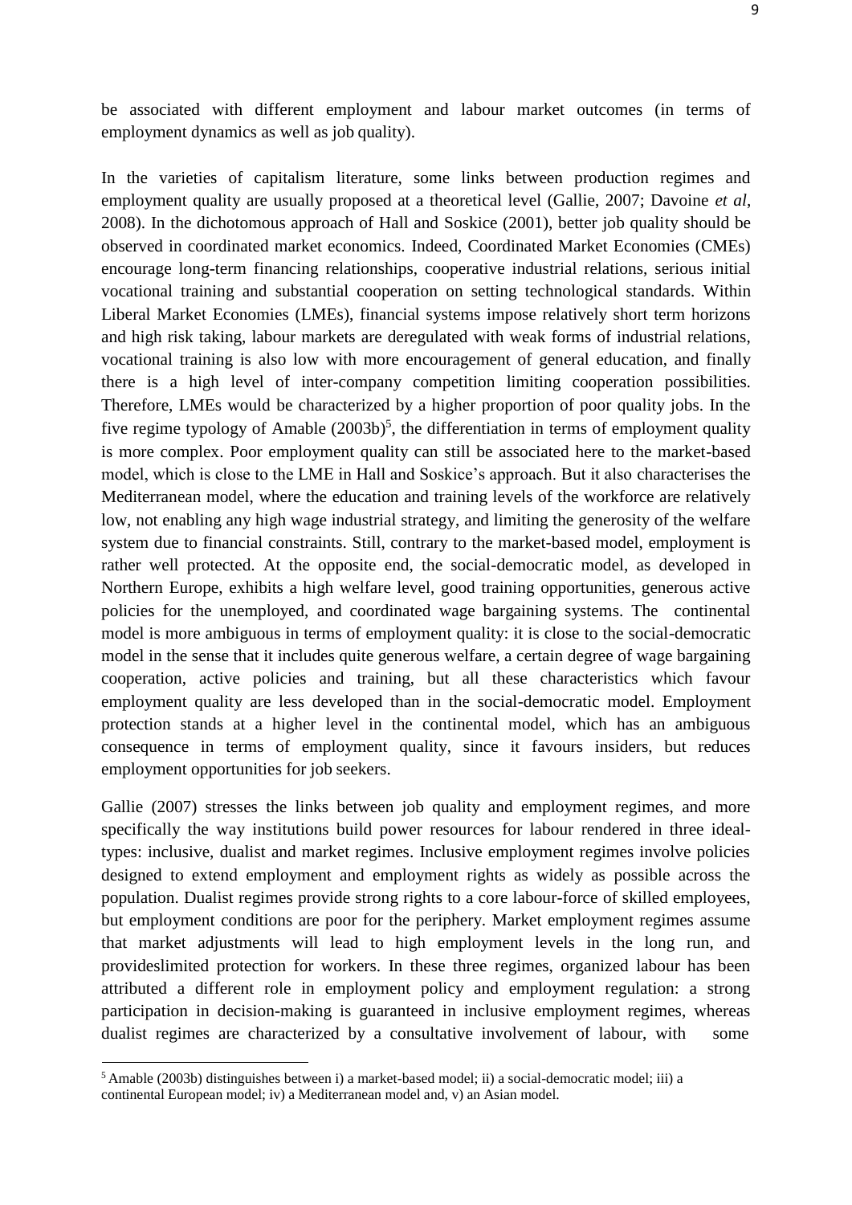be associated with different employment and labour market outcomes (in terms of employment dynamics as well as job quality).

In the varieties of capitalism literature, some links between production regimes and employment quality are usually proposed at a theoretical level (Gallie, 2007; Davoine *et al*, 2008). In the dichotomous approach of Hall and Soskice (2001), better job quality should be observed in coordinated market economics. Indeed, Coordinated Market Economies (CMEs) encourage long-term financing relationships, cooperative industrial relations, serious initial vocational training and substantial cooperation on setting technological standards. Within Liberal Market Economies (LMEs), financial systems impose relatively short term horizons and high risk taking, labour markets are deregulated with weak forms of industrial relations, vocational training is also low with more encouragement of general education, and finally there is a high level of inter-company competition limiting cooperation possibilities. Therefore, LMEs would be characterized by a higher proportion of poor quality jobs. In the five regime typology of Amable (2003b)[5], the differentiation in terms of employment quality is more complex. Poor employment quality can still be associated here to the market-based model, which is close to the LME in Hall and Soskice's approach. But it also characterises the Mediterranean model, where the education and training levels of the workforce are relatively low, not enabling any high wage industrial strategy, and limiting the generosity of the welfare system due to financial constraints. Still, contrary to the market-based model, employment is rather well protected. At the opposite end, the social-democratic model, as developed in Northern Europe, exhibits a high welfare level, good training opportunities, generous active policies for the unemployed, and coordinated wage bargaining systems. The continental model is more ambiguous in terms of employment quality: it is close to the social-democratic model in the sense that it includes quite generous welfare, a certain degree of wage bargaining cooperation, active policies and training, but all these characteristics which favour employment quality are less developed than in the social-democratic model. Employment protection stands at a higher level in the continental model, which has an ambiguous consequence in terms of employment quality, since it favours insiders, but reduces employment opportunities for job seekers.

Gallie (2007) stresses the links between job quality and employment regimes, and more specifically the way institutions build power resources for labour rendered in three ideal-types: inclusive, dualist and market regimes. Inclusive employment regimes involve policies designed to extend employment and employment rights as widely as possible across the population. Dualist regimes provide strong rights to a core labour-force of skilled employees, but employment conditions are poor for the periphery. Market employment regimes assume that market adjustments will lead to high employment levels in the long run, and provideslimited protection for workers. In these three regimes, organized labour has been attributed a different role in employment policy and employment regulation: a strong participation in decision-making is guaranteed in inclusive employment regimes, whereas dualist regimes are characterized by a consultative involvement of labour, with some

[5] Amable (2003b) distinguishes between i) a market-based model; ii) a social-democratic model; iii) a continental European model; iv) a Mediterranean model and, v) an Asian model.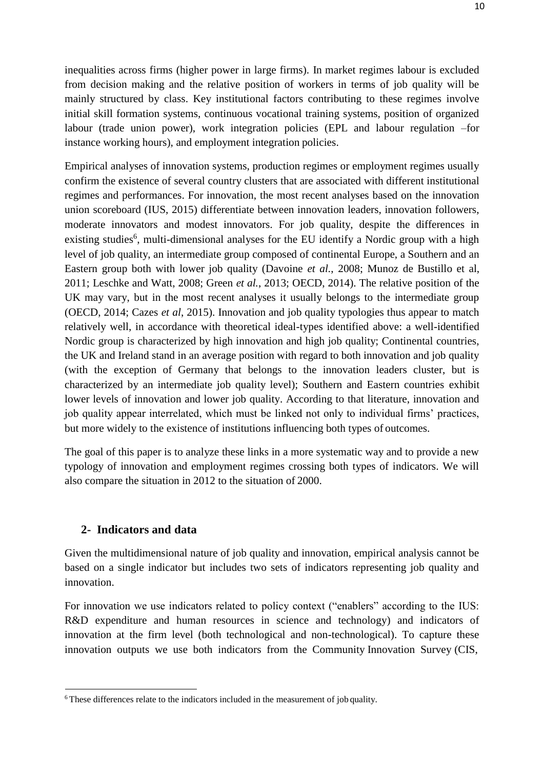inequalities across firms (higher power in large firms). In market regimes labour is excluded from decision making and the relative position of workers in terms of job quality will be mainly structured by class. Key institutional factors contributing to these regimes involve initial skill formation systems, continuous vocational training systems, position of organized labour (trade union power), work integration policies (EPL and labour regulation –for instance working hours), and employment integration policies.

Empirical analyses of innovation systems, production regimes or employment regimes usually confirm the existence of several country clusters that are associated with different institutional regimes and performances. For innovation, the most recent analyses based on the innovation union scoreboard (IUS, 2015) differentiate between innovation leaders, innovation followers, moderate innovators and modest innovators. For job quality, despite the differences in existing studies[6], multi-dimensional analyses for the EU identify a Nordic group with a high level of job quality, an intermediate group composed of continental Europe, a Southern and an Eastern group both with lower job quality (Davoine *et al.*, 2008; Munoz de Bustillo et al, 2011; Leschke and Watt, 2008; Green *et al.*, 2013; OECD, 2014). The relative position of the UK may vary, but in the most recent analyses it usually belongs to the intermediate group (OECD, 2014; Cazes *et al*, 2015). Innovation and job quality typologies thus appear to match relatively well, in accordance with theoretical ideal-types identified above: a well-identified Nordic group is characterized by high innovation and high job quality; Continental countries, the UK and Ireland stand in an average position with regard to both innovation and job quality (with the exception of Germany that belongs to the innovation leaders cluster, but is characterized by an intermediate job quality level); Southern and Eastern countries exhibit lower levels of innovation and lower job quality. According to that literature, innovation and job quality appear interrelated, which must be linked not only to individual firms' practices, but more widely to the existence of institutions influencing both types of outcomes.

The goal of this paper is to analyze these links in a more systematic way and to provide a new typology of innovation and employment regimes crossing both types of indicators. We will also compare the situation in 2012 to the situation of 2000.

## 2- Indicators and data

Given the multidimensional nature of job quality and innovation, empirical analysis cannot be based on a single indicator but includes two sets of indicators representing job quality and innovation.

For innovation we use indicators related to policy context ("enablers" according to the IUS: R&D expenditure and human resources in science and technology) and indicators of innovation at the firm level (both technological and non-technological). To capture these innovation outputs we use both indicators from the Community Innovation Survey (CIS,

[6] These differences relate to the indicators included in the measurement of job quality.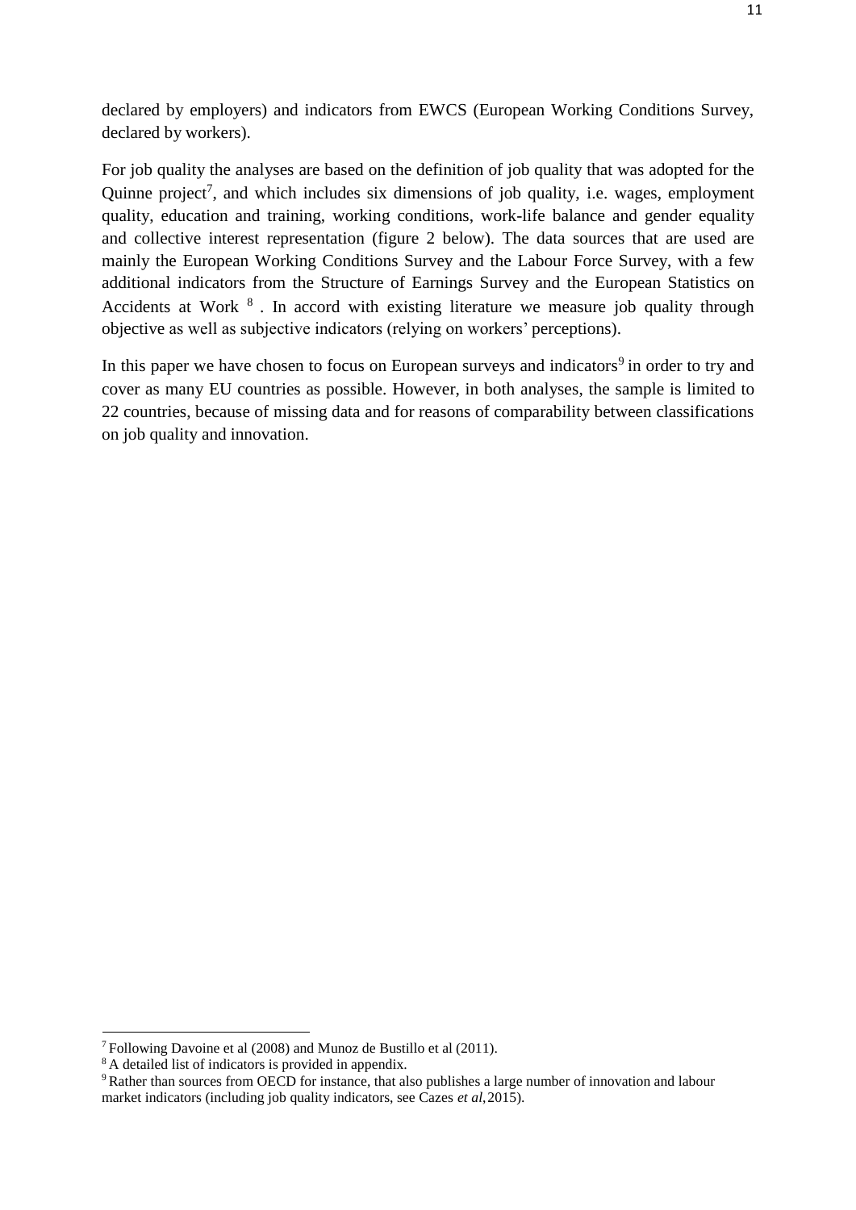declared by employers) and indicators from EWCS (European Working Conditions Survey, declared by workers).

For job quality the analyses are based on the definition of job quality that was adopted for the Quinne project[7], and which includes six dimensions of job quality, i.e. wages, employment quality, education and training, working conditions, work-life balance and gender equality and collective interest representation (figure 2 below). The data sources that are used are mainly the European Working Conditions Survey and the Labour Force Survey, with a few additional indicators from the Structure of Earnings Survey and the European Statistics on Accidents at Work [8]. In accord with existing literature we measure job quality through objective as well as subjective indicators (relying on workers' perceptions).

In this paper we have chosen to focus on European surveys and indicators[9] in order to try and cover as many EU countries as possible. However, in both analyses, the sample is limited to 22 countries, because of missing data and for reasons of comparability between classifications on job quality and innovation.

---

[7] Following Davoine et al (2008) and Munoz de Bustillo et al (2011).

[8] A detailed list of indicators is provided in appendix.

[9] Rather than sources from OECD for instance, that also publishes a large number of innovation and labour market indicators (including job quality indicators, see Cazes *et al*, 2015).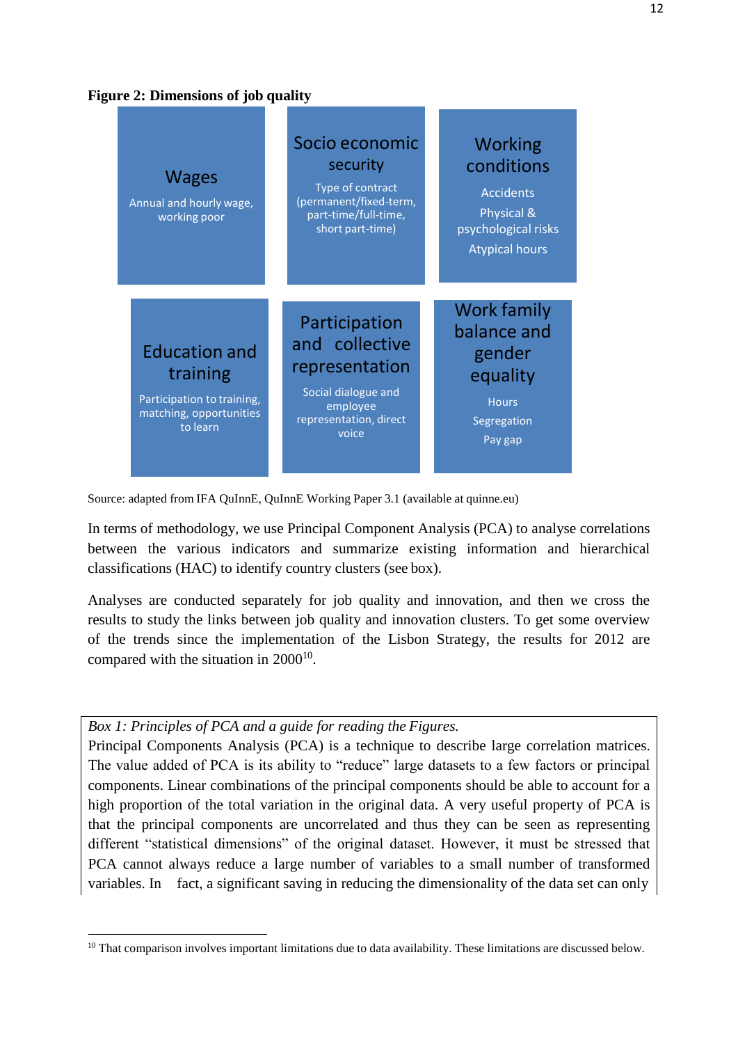**Figure 2: Dimensions of job quality**

**Wages**
Annual and hourly wage, working poor

**Socio economic security**
Type of contract (permanent/fixed-term, part-time/full-time, short part-time)

**Working conditions**
Accidents
Physical & psychological risks
Atypical hours

**Education and training**
Participation to training, matching, opportunities to learn

**Participation and collective representation**
Social dialogue and employee representation, direct voice

**Work family balance and gender equality**
Hours
Segregation
Pay gap

Source: adapted from IFA QuInnE, QuInnE Working Paper 3.1 (available at quinne.eu)

In terms of methodology, we use Principal Component Analysis (PCA) to analyse correlations between the various indicators and summarize existing information and hierarchical classifications (HAC) to identify country clusters (see box).

Analyses are conducted separately for job quality and innovation, and then we cross the results to study the links between job quality and innovation clusters. To get some overview of the trends since the implementation of the Lisbon Strategy, the results for 2012 are compared with the situation in 2000[10].

*Box 1: Principles of PCA and a guide for reading the Figures.*
Principal Components Analysis (PCA) is a technique to describe large correlation matrices. The value added of PCA is its ability to "reduce" large datasets to a few factors or principal components. Linear combinations of the principal components should be able to account for a high proportion of the total variation in the original data. A very useful property of PCA is that the principal components are uncorrelated and thus they can be seen as representing different "statistical dimensions" of the original dataset. However, it must be stressed that PCA cannot always reduce a large number of variables to a small number of transformed variables. In fact, a significant saving in reducing the dimensionality of the data set can only

[10] That comparison involves important limitations due to data availability. These limitations are discussed below.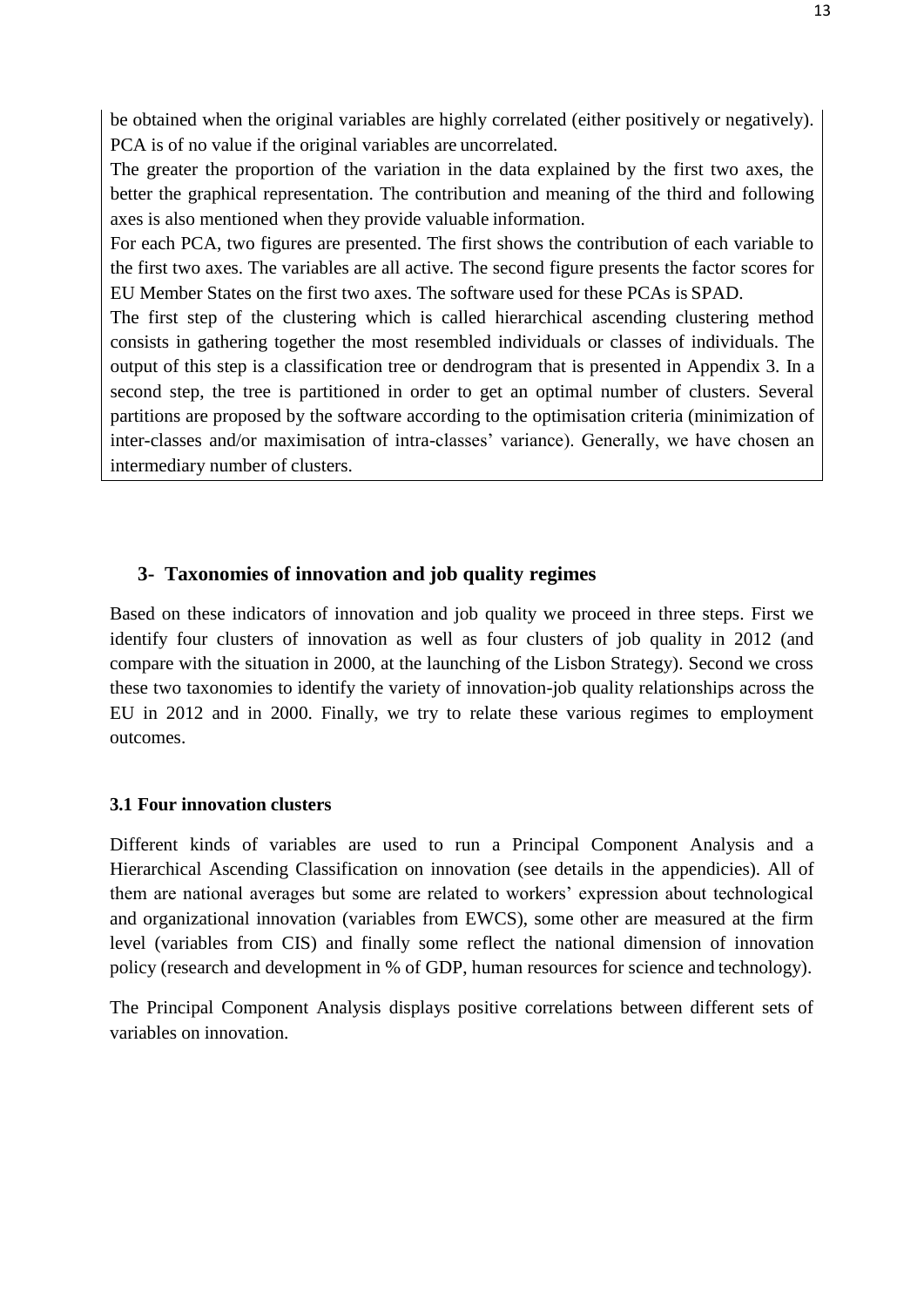be obtained when the original variables are highly correlated (either positively or negatively). PCA is of no value if the original variables are uncorrelated.

The greater the proportion of the variation in the data explained by the first two axes, the better the graphical representation. The contribution and meaning of the third and following axes is also mentioned when they provide valuable information.

For each PCA, two figures are presented. The first shows the contribution of each variable to the first two axes. The variables are all active. The second figure presents the factor scores for EU Member States on the first two axes. The software used for these PCAs is SPAD.

The first step of the clustering which is called hierarchical ascending clustering method consists in gathering together the most resembled individuals or classes of individuals. The output of this step is a classification tree or dendrogram that is presented in Appendix 3. In a second step, the tree is partitioned in order to get an optimal number of clusters. Several partitions are proposed by the software according to the optimisation criteria (minimization of inter-classes and/or maximisation of intra-classes' variance). Generally, we have chosen an intermediary number of clusters.

## 3- Taxonomies of innovation and job quality regimes

Based on these indicators of innovation and job quality we proceed in three steps. First we identify four clusters of innovation as well as four clusters of job quality in 2012 (and compare with the situation in 2000, at the launching of the Lisbon Strategy). Second we cross these two taxonomies to identify the variety of innovation-job quality relationships across the EU in 2012 and in 2000. Finally, we try to relate these various regimes to employment outcomes.

### 3.1 Four innovation clusters

Different kinds of variables are used to run a Principal Component Analysis and a Hierarchical Ascending Classification on innovation (see details in the appendicies). All of them are national averages but some are related to workers' expression about technological and organizational innovation (variables from EWCS), some other are measured at the firm level (variables from CIS) and finally some reflect the national dimension of innovation policy (research and development in % of GDP, human resources for science and technology).

The Principal Component Analysis displays positive correlations between different sets of variables on innovation.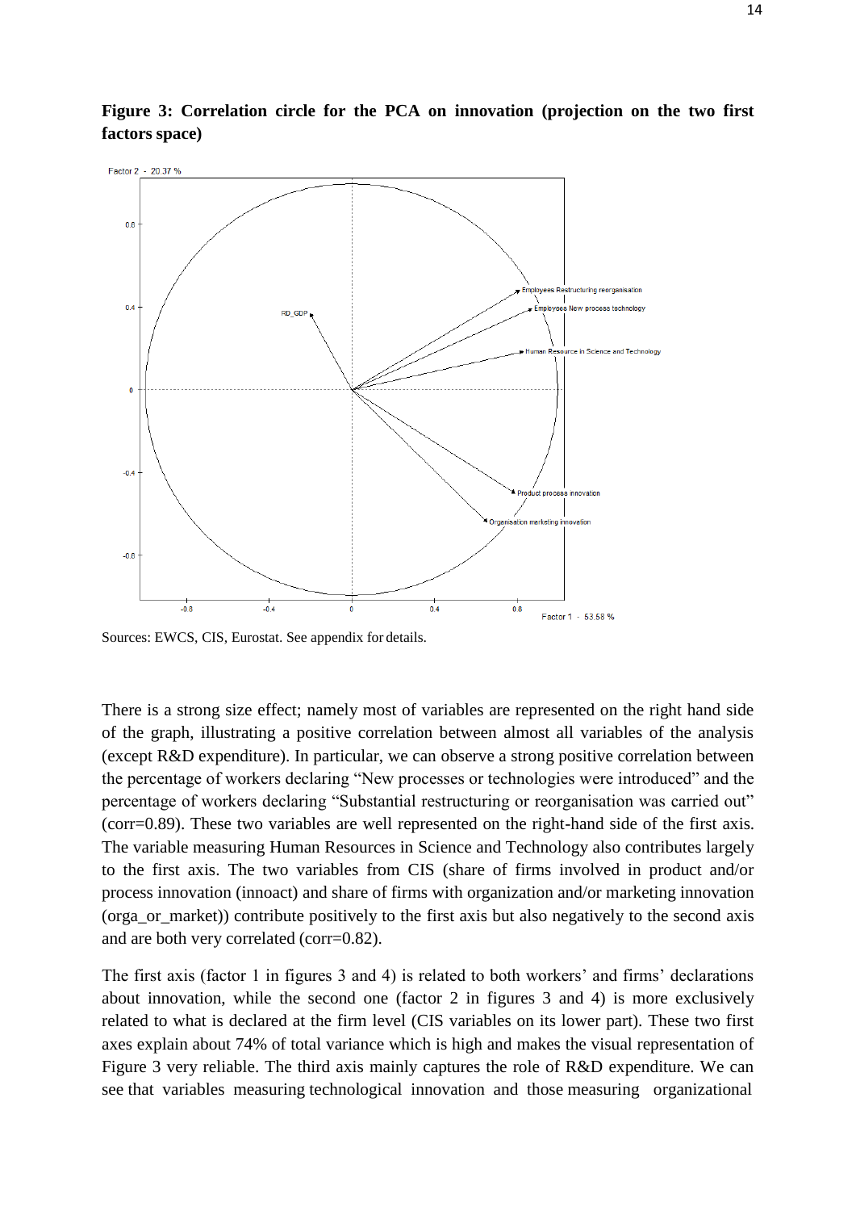**Figure 3: Correlation circle for the PCA on innovation (projection on the two first factors space)**

Sources: EWCS, CIS, Eurostat. See appendix for details.

There is a strong size effect; namely most of variables are represented on the right hand side of the graph, illustrating a positive correlation between almost all variables of the analysis (except R&D expenditure). In particular, we can observe a strong positive correlation between the percentage of workers declaring "New processes or technologies were introduced" and the percentage of workers declaring "Substantial restructuring or reorganisation was carried out" (corr=0.89). These two variables are well represented on the right-hand side of the first axis. The variable measuring Human Resources in Science and Technology also contributes largely to the first axis. The two variables from CIS (share of firms involved in product and/or process innovation (innoact) and share of firms with organization and/or marketing innovation (orga_or_market)) contribute positively to the first axis but also negatively to the second axis and are both very correlated (corr=0.82).

The first axis (factor 1 in figures 3 and 4) is related to both workers' and firms' declarations about innovation, while the second one (factor 2 in figures 3 and 4) is more exclusively related to what is declared at the firm level (CIS variables on its lower part). These two first axes explain about 74% of total variance which is high and makes the visual representation of Figure 3 very reliable. The third axis mainly captures the role of R&D expenditure. We can see that variables measuring technological innovation and those measuring organizational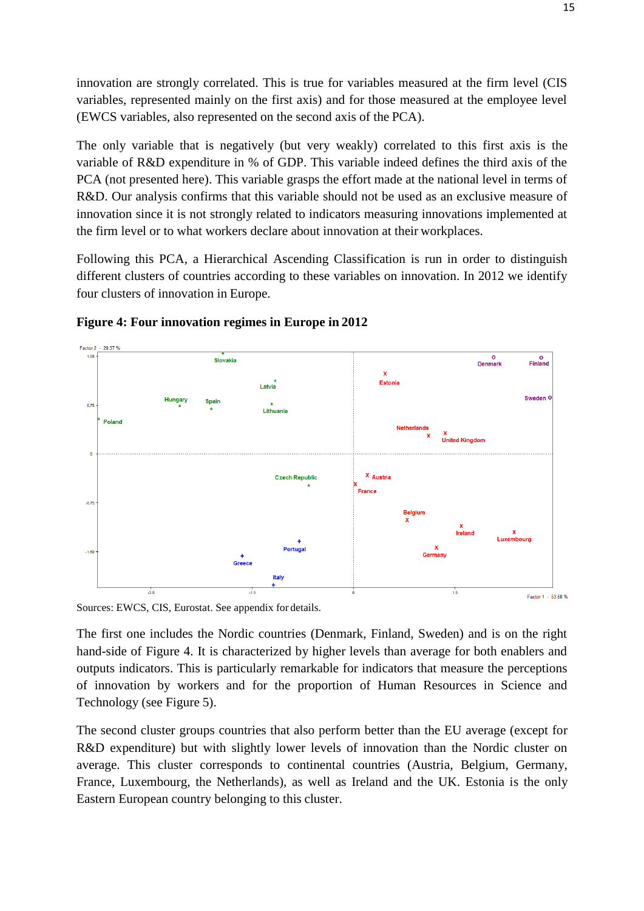innovation are strongly correlated. This is true for variables measured at the firm level (CIS variables, represented mainly on the first axis) and for those measured at the employee level (EWCS variables, also represented on the second axis of the PCA).

The only variable that is negatively (but very weakly) correlated to this first axis is the variable of R&D expenditure in % of GDP. This variable indeed defines the third axis of the PCA (not presented here). This variable grasps the effort made at the national level in terms of R&D. Our analysis confirms that this variable should not be used as an exclusive measure of innovation since it is not strongly related to indicators measuring innovations implemented at the firm level or to what workers declare about innovation at their workplaces.

Following this PCA, a Hierarchical Ascending Classification is run in order to distinguish different clusters of countries according to these variables on innovation. In 2012 we identify four clusters of innovation in Europe.

**Figure 4: Four innovation regimes in Europe in 2012**

Sources: EWCS, CIS, Eurostat. See appendix for details.

The first one includes the Nordic countries (Denmark, Finland, Sweden) and is on the right hand-side of Figure 4. It is characterized by higher levels than average for both enablers and outputs indicators. This is particularly remarkable for indicators that measure the perceptions of innovation by workers and for the proportion of Human Resources in Science and Technology (see Figure 5).

The second cluster groups countries that also perform better than the EU average (except for R&D expenditure) but with slightly lower levels of innovation than the Nordic cluster on average. This cluster corresponds to continental countries (Austria, Belgium, Germany, France, Luxembourg, the Netherlands), as well as Ireland and the UK. Estonia is the only Eastern European country belonging to this cluster.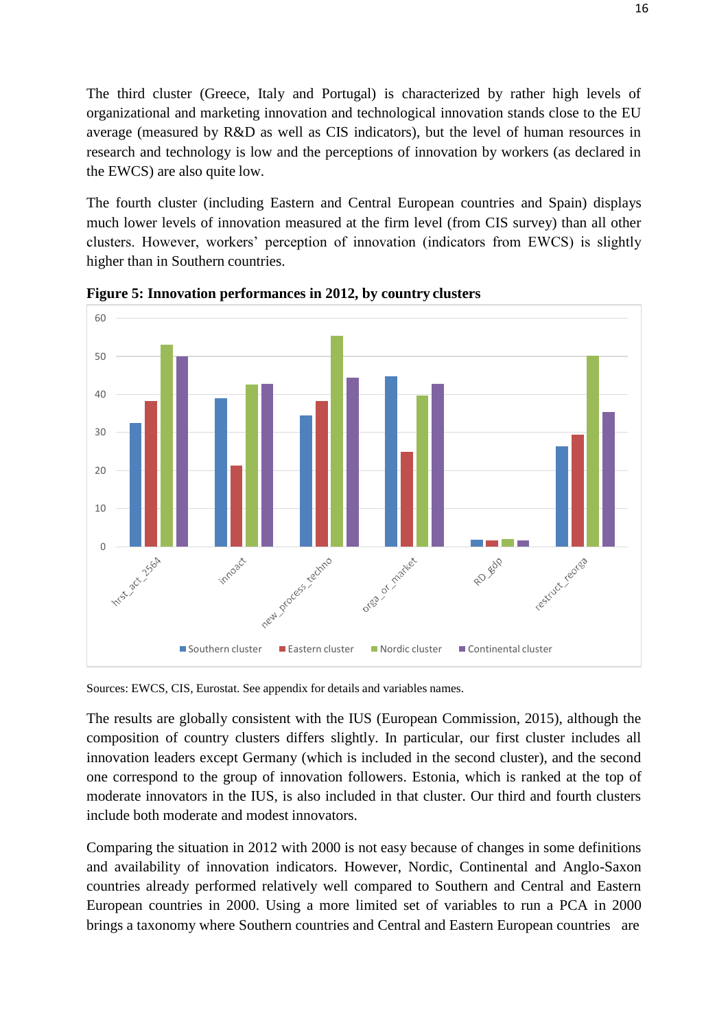The third cluster (Greece, Italy and Portugal) is characterized by rather high levels of organizational and marketing innovation and technological innovation stands close to the EU average (measured by R&D as well as CIS indicators), but the level of human resources in research and technology is low and the perceptions of innovation by workers (as declared in the EWCS) are also quite low.

The fourth cluster (including Eastern and Central European countries and Spain) displays much lower levels of innovation measured at the firm level (from CIS survey) than all other clusters. However, workers' perception of innovation (indicators from EWCS) is slightly higher than in Southern countries.

**Figure 5: Innovation performances in 2012, by country clusters**

Sources: EWCS, CIS, Eurostat. See appendix for details and variables names.

The results are globally consistent with the IUS (European Commission, 2015), although the composition of country clusters differs slightly. In particular, our first cluster includes all innovation leaders except Germany (which is included in the second cluster), and the second one correspond to the group of innovation followers. Estonia, which is ranked at the top of moderate innovators in the IUS, is also included in that cluster. Our third and fourth clusters include both moderate and modest innovators.

Comparing the situation in 2012 with 2000 is not easy because of changes in some definitions and availability of innovation indicators. However, Nordic, Continental and Anglo-Saxon countries already performed relatively well compared to Southern and Central and Eastern European countries in 2000. Using a more limited set of variables to run a PCA in 2000 brings a taxonomy where Southern countries and Central and Eastern European countries are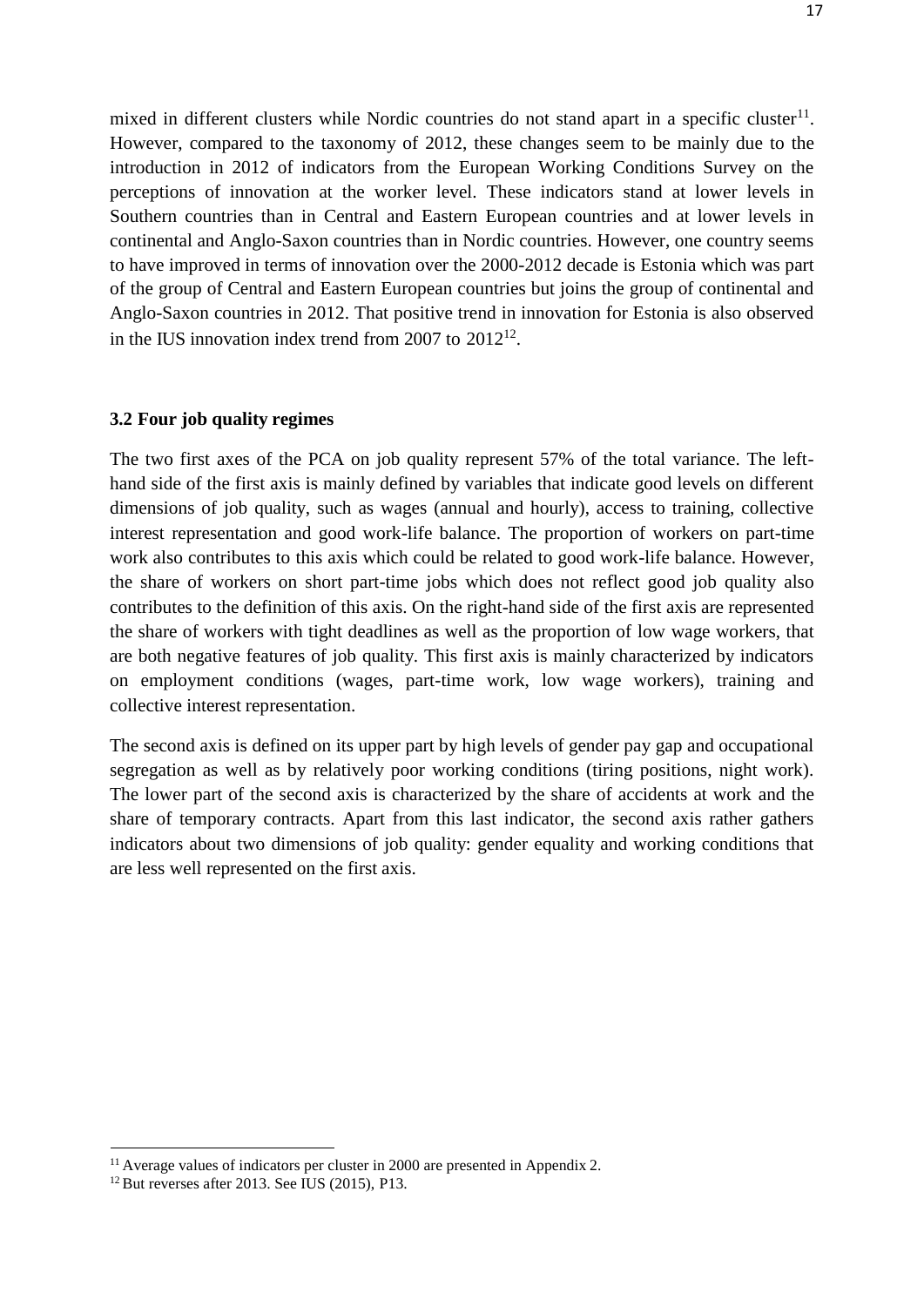mixed in different clusters while Nordic countries do not stand apart in a specific cluster[11]. However, compared to the taxonomy of 2012, these changes seem to be mainly due to the introduction in 2012 of indicators from the European Working Conditions Survey on the perceptions of innovation at the worker level. These indicators stand at lower levels in Southern countries than in Central and Eastern European countries and at lower levels in continental and Anglo-Saxon countries than in Nordic countries. However, one country seems to have improved in terms of innovation over the 2000-2012 decade is Estonia which was part of the group of Central and Eastern European countries but joins the group of continental and Anglo-Saxon countries in 2012. That positive trend in innovation for Estonia is also observed in the IUS innovation index trend from 2007 to 2012[12].

### 3.2 Four job quality regimes

The two first axes of the PCA on job quality represent 57% of the total variance. The left-hand side of the first axis is mainly defined by variables that indicate good levels on different dimensions of job quality, such as wages (annual and hourly), access to training, collective interest representation and good work-life balance. The proportion of workers on part-time work also contributes to this axis which could be related to good work-life balance. However, the share of workers on short part-time jobs which does not reflect good job quality also contributes to the definition of this axis. On the right-hand side of the first axis are represented the share of workers with tight deadlines as well as the proportion of low wage workers, that are both negative features of job quality. This first axis is mainly characterized by indicators on employment conditions (wages, part-time work, low wage workers), training and collective interest representation.

The second axis is defined on its upper part by high levels of gender pay gap and occupational segregation as well as by relatively poor working conditions (tiring positions, night work). The lower part of the second axis is characterized by the share of accidents at work and the share of temporary contracts. Apart from this last indicator, the second axis rather gathers indicators about two dimensions of job quality: gender equality and working conditions that are less well represented on the first axis.

---

[11] Average values of indicators per cluster in 2000 are presented in Appendix 2.

[12] But reverses after 2013. See IUS (2015), P13.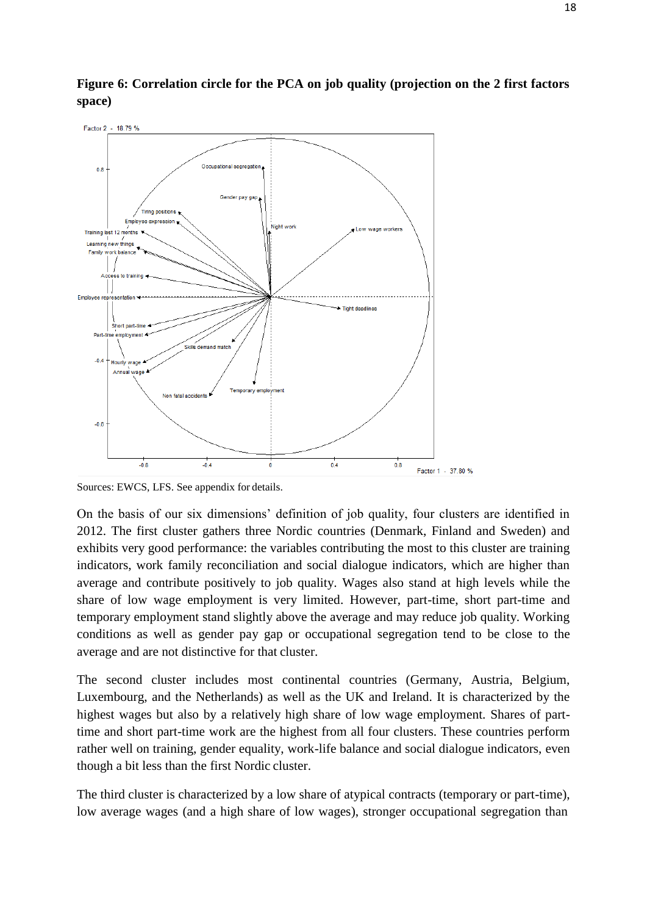**Figure 6: Correlation circle for the PCA on job quality (projection on the 2 first factors space)**

Sources: EWCS, LFS. See appendix for details.

On the basis of our six dimensions' definition of job quality, four clusters are identified in 2012. The first cluster gathers three Nordic countries (Denmark, Finland and Sweden) and exhibits very good performance: the variables contributing the most to this cluster are training indicators, work family reconciliation and social dialogue indicators, which are higher than average and contribute positively to job quality. Wages also stand at high levels while the share of low wage employment is very limited. However, part-time, short part-time and temporary employment stand slightly above the average and may reduce job quality. Working conditions as well as gender pay gap or occupational segregation tend to be close to the average and are not distinctive for that cluster.

The second cluster includes most continental countries (Germany, Austria, Belgium, Luxembourg, and the Netherlands) as well as the UK and Ireland. It is characterized by the highest wages but also by a relatively high share of low wage employment. Shares of part-time and short part-time work are the highest from all four clusters. These countries perform rather well on training, gender equality, work-life balance and social dialogue indicators, even though a bit less than the first Nordic cluster.

The third cluster is characterized by a low share of atypical contracts (temporary or part-time), low average wages (and a high share of low wages), stronger occupational segregation than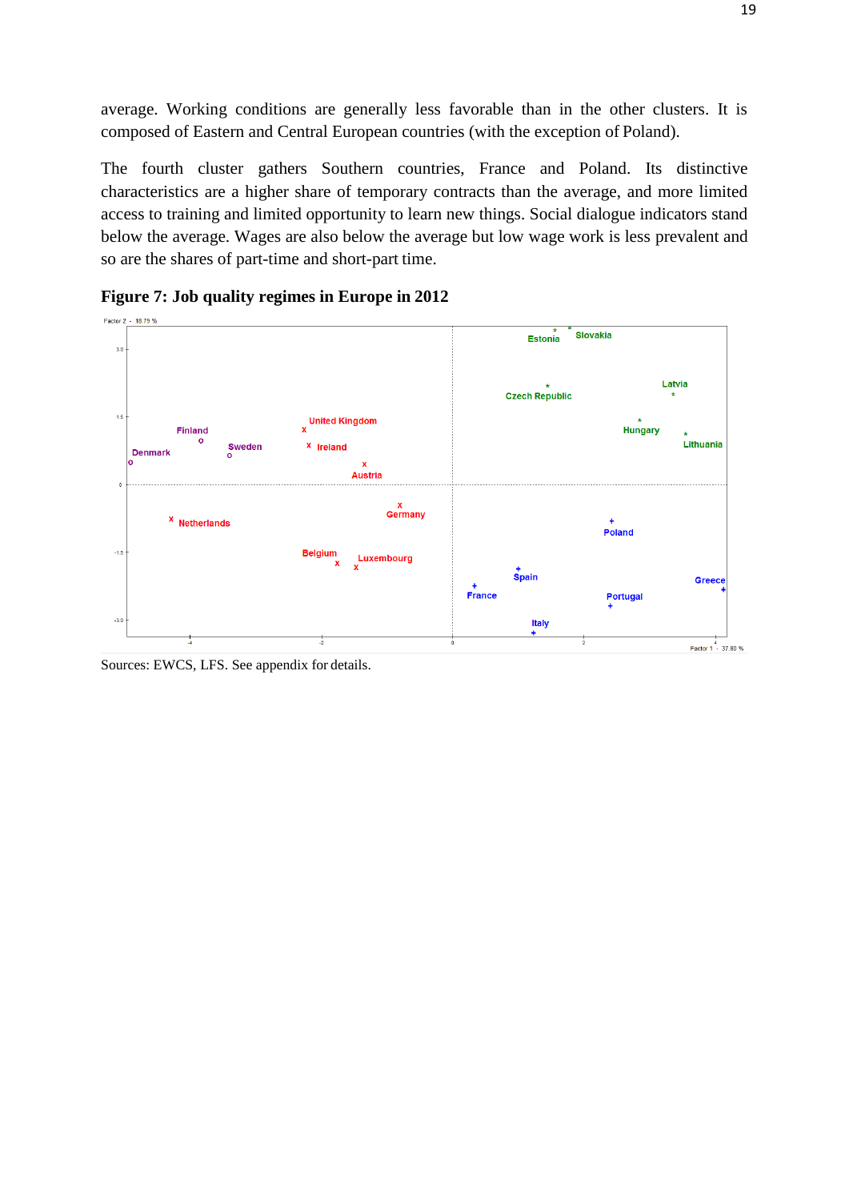average. Working conditions are generally less favorable than in the other clusters. It is composed of Eastern and Central European countries (with the exception of Poland).

The fourth cluster gathers Southern countries, France and Poland. Its distinctive characteristics are a higher share of temporary contracts than the average, and more limited access to training and limited opportunity to learn new things. Social dialogue indicators stand below the average. Wages are also below the average but low wage work is less prevalent and so are the shares of part-time and short-part time.

**Figure 7: Job quality regimes in Europe in 2012**

Sources: EWCS, LFS. See appendix for details.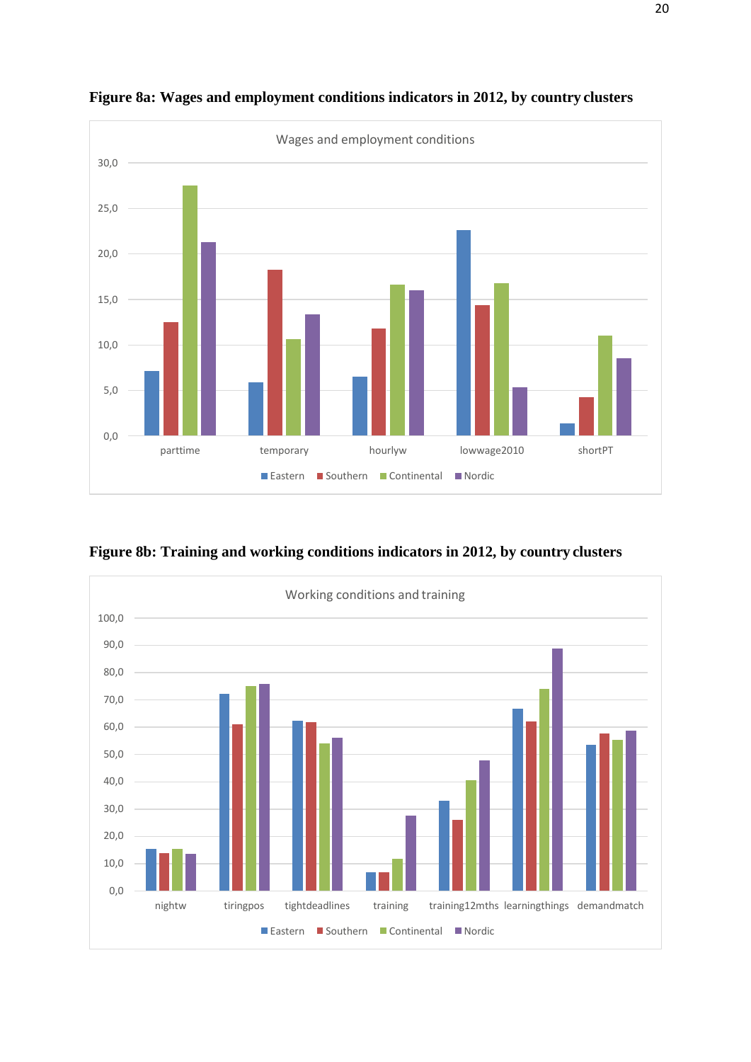**Figure 8a: Wages and employment conditions indicators in 2012, by country clusters**

**Figure 8b: Training and working conditions indicators in 2012, by country clusters**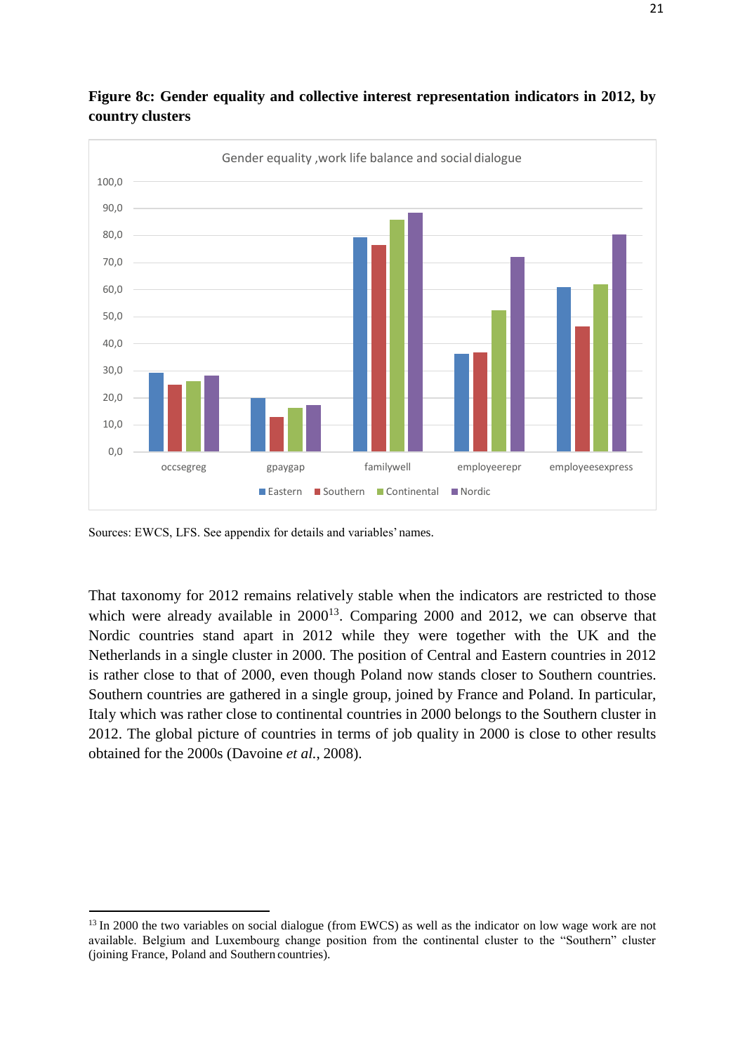**Figure 8c: Gender equality and collective interest representation indicators in 2012, by country clusters**

Sources: EWCS, LFS. See appendix for details and variables' names.

That taxonomy for 2012 remains relatively stable when the indicators are restricted to those which were already available in 2000[13]. Comparing 2000 and 2012, we can observe that Nordic countries stand apart in 2012 while they were together with the UK and the Netherlands in a single cluster in 2000. The position of Central and Eastern countries in 2012 is rather close to that of 2000, even though Poland now stands closer to Southern countries. Southern countries are gathered in a single group, joined by France and Poland. In particular, Italy which was rather close to continental countries in 2000 belongs to the Southern cluster in 2012. The global picture of countries in terms of job quality in 2000 is close to other results obtained for the 2000s (Davoine *et al.*, 2008).

---

[13] In 2000 the two variables on social dialogue (from EWCS) as well as the indicator on low wage work are not available. Belgium and Luxembourg change position from the continental cluster to the "Southern" cluster (joining France, Poland and Southern countries).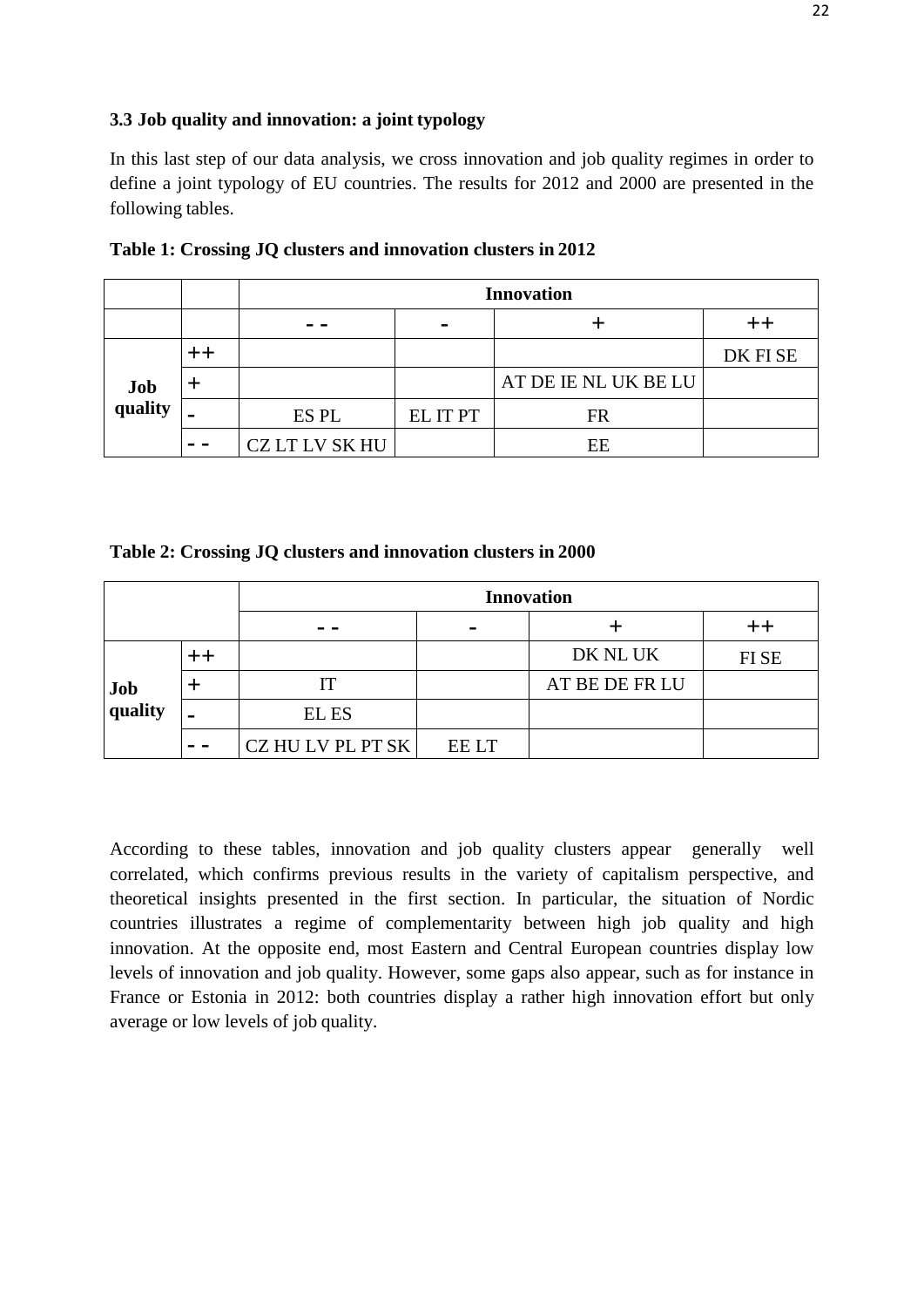### 3.3 Job quality and innovation: a joint typology

In this last step of our data analysis, we cross innovation and job quality regimes in order to define a joint typology of EU countries. The results for 2012 and 2000 are presented in the following tables.

**Table 1: Crossing JQ clusters and innovation clusters in 2012**

| | | Innovation | | | |
|---|---|---|---|---|---|
| | | - - | - | + | ++ |
| Job quality | ++ | | | | DK FI SE |
| | + | | | AT DE IE NL UK BE LU | |
| | - | ES PL | EL IT PT | FR | |
| | - - | CZ LT LV SK HU | | EE | |

**Table 2: Crossing JQ clusters and innovation clusters in 2000**

| | | Innovation | | | |
|---|---|---|---|---|---|
| | | - - | - | + | ++ |
| Job quality | ++ | | | DK NL UK | FI SE |
| | + | IT | | AT BE DE FR LU | |
| | - | EL ES | | | |
| | - - | CZ HU LV PL PT SK | EE LT | | |

According to these tables, innovation and job quality clusters appear generally well correlated, which confirms previous results in the variety of capitalism perspective, and theoretical insights presented in the first section. In particular, the situation of Nordic countries illustrates a regime of complementarity between high job quality and high innovation. At the opposite end, most Eastern and Central European countries display low levels of innovation and job quality. However, some gaps also appear, such as for instance in France or Estonia in 2012: both countries display a rather high innovation effort but only average or low levels of job quality.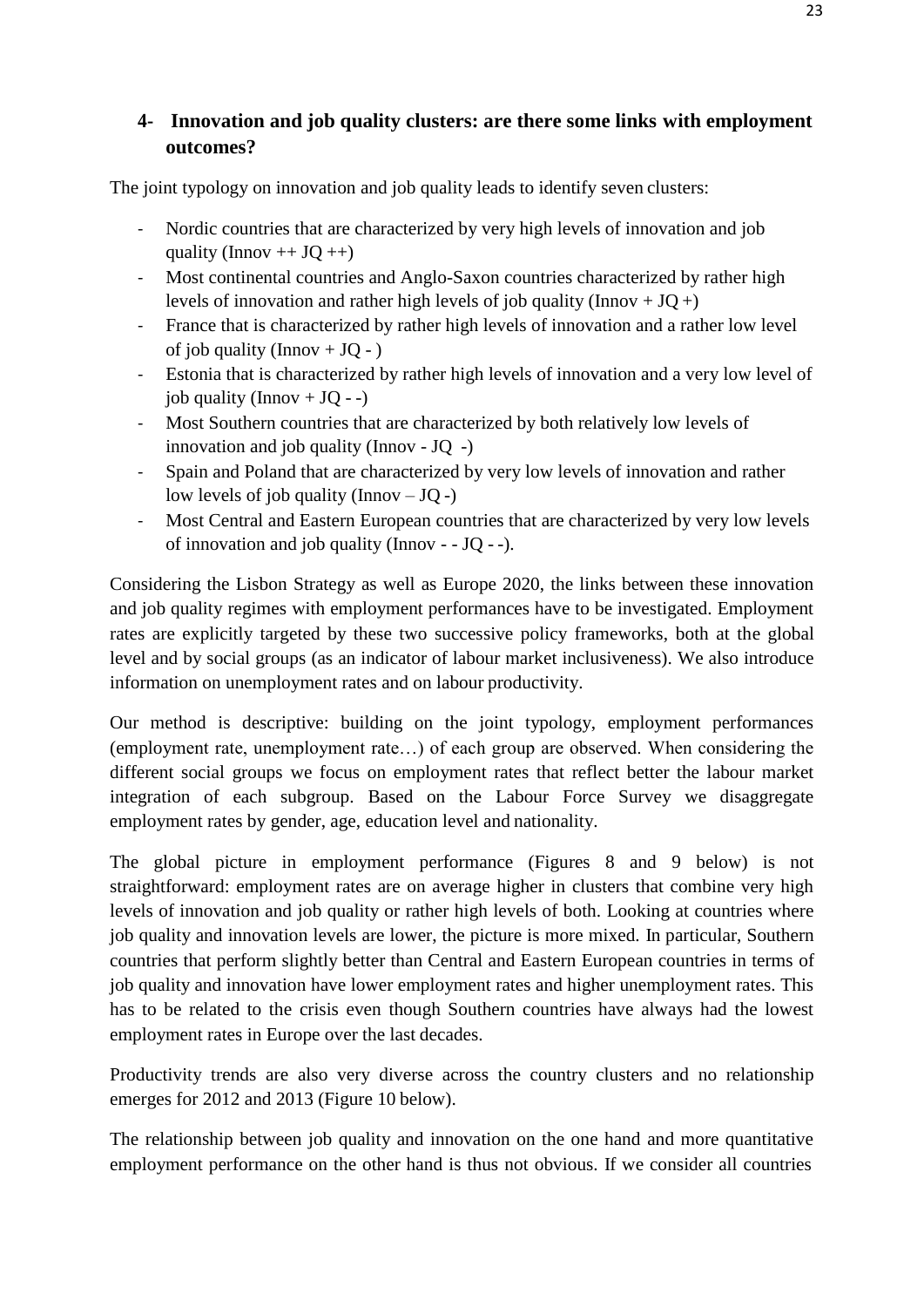## 4- Innovation and job quality clusters: are there some links with employment outcomes?

The joint typology on innovation and job quality leads to identify seven clusters:

- Nordic countries that are characterized by very high levels of innovation and job quality (Innov ++ JQ ++)
- Most continental countries and Anglo-Saxon countries characterized by rather high levels of innovation and rather high levels of job quality (Innov + JQ +)
- France that is characterized by rather high levels of innovation and a rather low level of job quality (Innov + JQ - )
- Estonia that is characterized by rather high levels of innovation and a very low level of job quality (Innov + JQ - -)
- Most Southern countries that are characterized by both relatively low levels of innovation and job quality (Innov - JQ -)
- Spain and Poland that are characterized by very low levels of innovation and rather low levels of job quality (Innov – JQ -)
- Most Central and Eastern European countries that are characterized by very low levels of innovation and job quality (Innov - - JQ - -).

Considering the Lisbon Strategy as well as Europe 2020, the links between these innovation and job quality regimes with employment performances have to be investigated. Employment rates are explicitly targeted by these two successive policy frameworks, both at the global level and by social groups (as an indicator of labour market inclusiveness). We also introduce information on unemployment rates and on labour productivity.

Our method is descriptive: building on the joint typology, employment performances (employment rate, unemployment rate…) of each group are observed. When considering the different social groups we focus on employment rates that reflect better the labour market integration of each subgroup. Based on the Labour Force Survey we disaggregate employment rates by gender, age, education level and nationality.

The global picture in employment performance (Figures 8 and 9 below) is not straightforward: employment rates are on average higher in clusters that combine very high levels of innovation and job quality or rather high levels of both. Looking at countries where job quality and innovation levels are lower, the picture is more mixed. In particular, Southern countries that perform slightly better than Central and Eastern European countries in terms of job quality and innovation have lower employment rates and higher unemployment rates. This has to be related to the crisis even though Southern countries have always had the lowest employment rates in Europe over the last decades.

Productivity trends are also very diverse across the country clusters and no relationship emerges for 2012 and 2013 (Figure 10 below).

The relationship between job quality and innovation on the one hand and more quantitative employment performance on the other hand is thus not obvious. If we consider all countries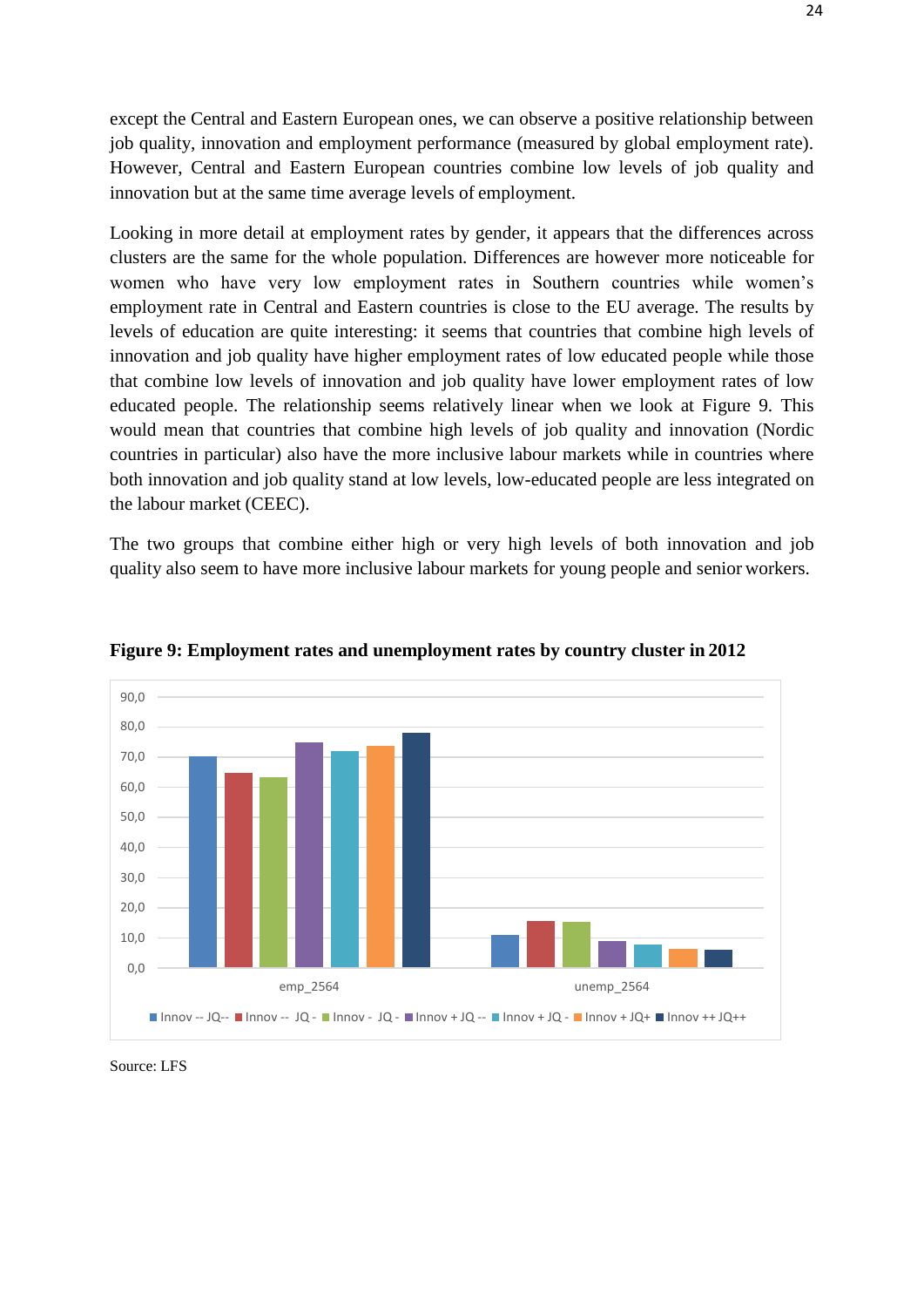except the Central and Eastern European ones, we can observe a positive relationship between job quality, innovation and employment performance (measured by global employment rate). However, Central and Eastern European countries combine low levels of job quality and innovation but at the same time average levels of employment.

Looking in more detail at employment rates by gender, it appears that the differences across clusters are the same for the whole population. Differences are however more noticeable for women who have very low employment rates in Southern countries while women's employment rate in Central and Eastern countries is close to the EU average. The results by levels of education are quite interesting: it seems that countries that combine high levels of innovation and job quality have higher employment rates of low educated people while those that combine low levels of innovation and job quality have lower employment rates of low educated people. The relationship seems relatively linear when we look at Figure 9. This would mean that countries that combine high levels of job quality and innovation (Nordic countries in particular) also have the more inclusive labour markets while in countries where both innovation and job quality stand at low levels, low-educated people are less integrated on the labour market (CEEC).

The two groups that combine either high or very high levels of both innovation and job quality also seem to have more inclusive labour markets for young people and senior workers.

**Figure 9: Employment rates and unemployment rates by country cluster in 2012**

Source: LFS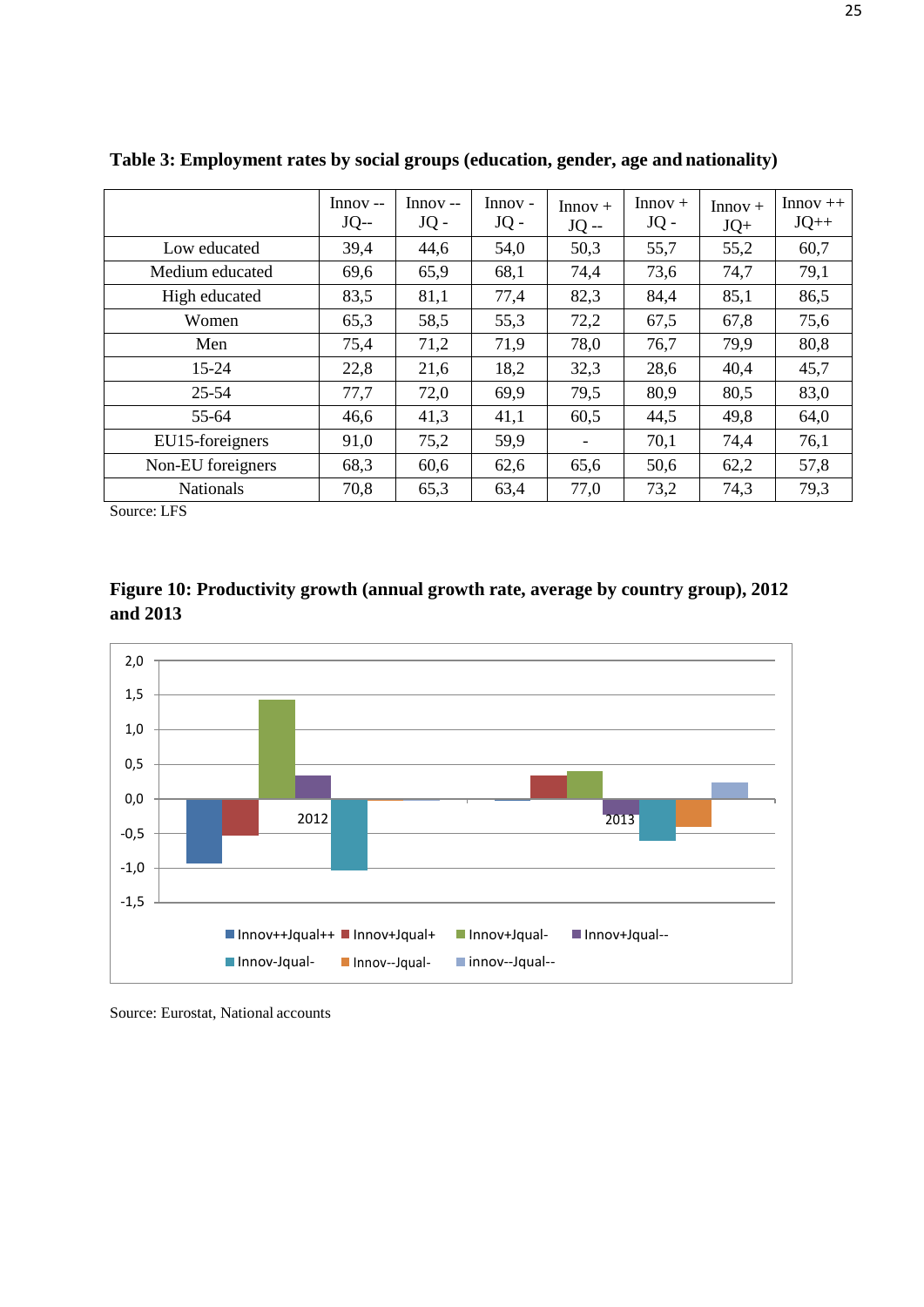**Table 3: Employment rates by social groups (education, gender, age and nationality)**

| | Innov -- JQ-- | Innov -- JQ - | Innov - JQ - | Innov + JQ -- | Innov + JQ - | Innov + JQ+ | Innov ++ JQ++ |
|---|---|---|---|---|---|---|---|
| Low educated | 39,4 | 44,6 | 54,0 | 50,3 | 55,7 | 55,2 | 60,7 |
| Medium educated | 69,6 | 65,9 | 68,1 | 74,4 | 73,6 | 74,7 | 79,1 |
| High educated | 83,5 | 81,1 | 77,4 | 82,3 | 84,4 | 85,1 | 86,5 |
| Women | 65,3 | 58,5 | 55,3 | 72,2 | 67,5 | 67,8 | 75,6 |
| Men | 75,4 | 71,2 | 71,9 | 78,0 | 76,7 | 79,9 | 80,8 |
| 15-24 | 22,8 | 21,6 | 18,2 | 32,3 | 28,6 | 40,4 | 45,7 |
| 25-54 | 77,7 | 72,0 | 69,9 | 79,5 | 80,9 | 80,5 | 83,0 |
| 55-64 | 46,6 | 41,3 | 41,1 | 60,5 | 44,5 | 49,8 | 64,0 |
| EU15-foreigners | 91,0 | 75,2 | 59,9 | - | 70,1 | 74,4 | 76,1 |
| Non-EU foreigners | 68,3 | 60,6 | 62,6 | 65,6 | 50,6 | 62,2 | 57,8 |
| Nationals | 70,8 | 65,3 | 63,4 | 77,0 | 73,2 | 74,3 | 79,3 |

Source: LFS

**Figure 10: Productivity growth (annual growth rate, average by country group), 2012 and 2013**

Source: Eurostat, National accounts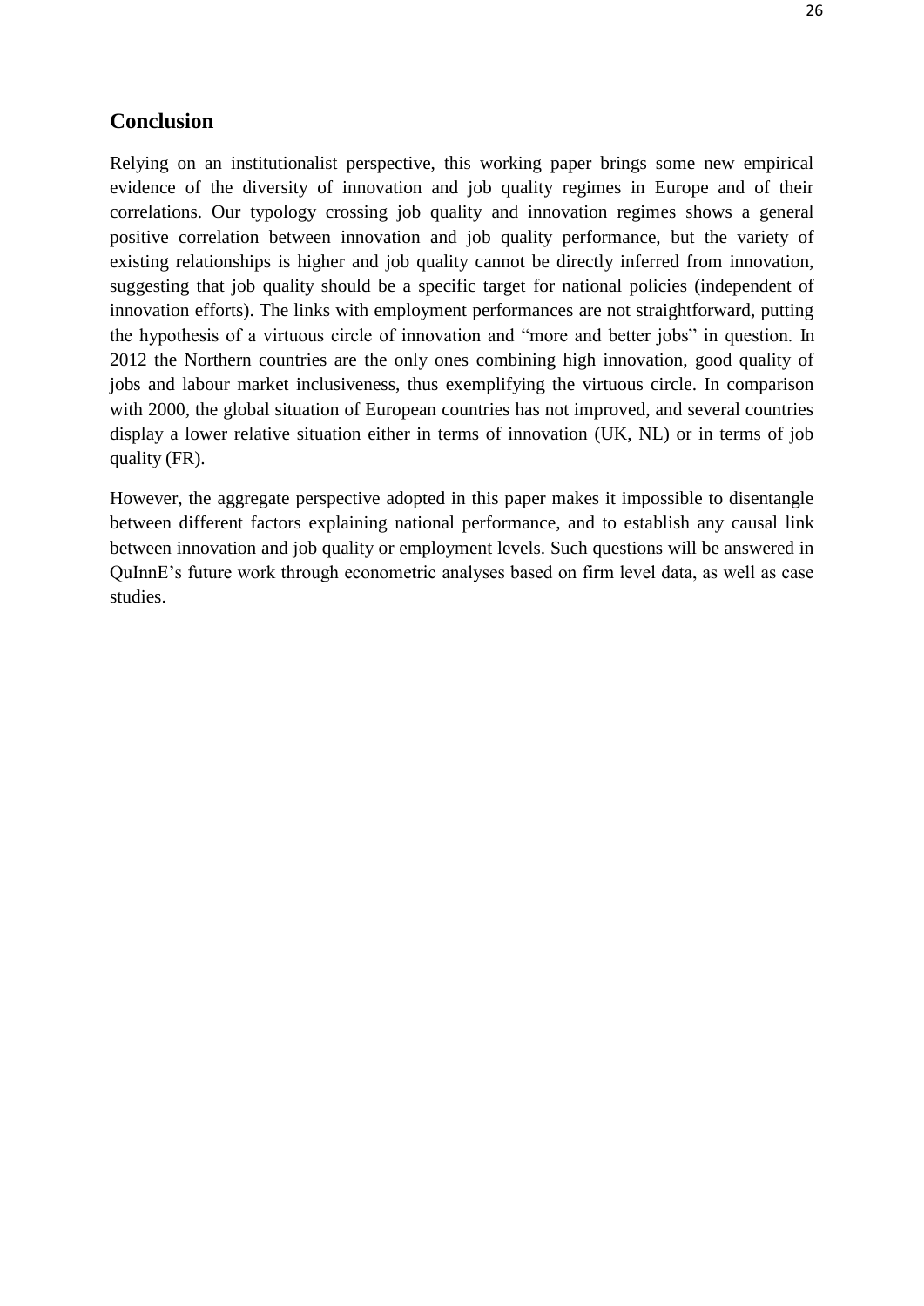## Conclusion

Relying on an institutionalist perspective, this working paper brings some new empirical evidence of the diversity of innovation and job quality regimes in Europe and of their correlations. Our typology crossing job quality and innovation regimes shows a general positive correlation between innovation and job quality performance, but the variety of existing relationships is higher and job quality cannot be directly inferred from innovation, suggesting that job quality should be a specific target for national policies (independent of innovation efforts). The links with employment performances are not straightforward, putting the hypothesis of a virtuous circle of innovation and "more and better jobs" in question. In 2012 the Northern countries are the only ones combining high innovation, good quality of jobs and labour market inclusiveness, thus exemplifying the virtuous circle. In comparison with 2000, the global situation of European countries has not improved, and several countries display a lower relative situation either in terms of innovation (UK, NL) or in terms of job quality (FR).

However, the aggregate perspective adopted in this paper makes it impossible to disentangle between different factors explaining national performance, and to establish any causal link between innovation and job quality or employment levels. Such questions will be answered in QuInnE's future work through econometric analyses based on firm level data, as well as case studies.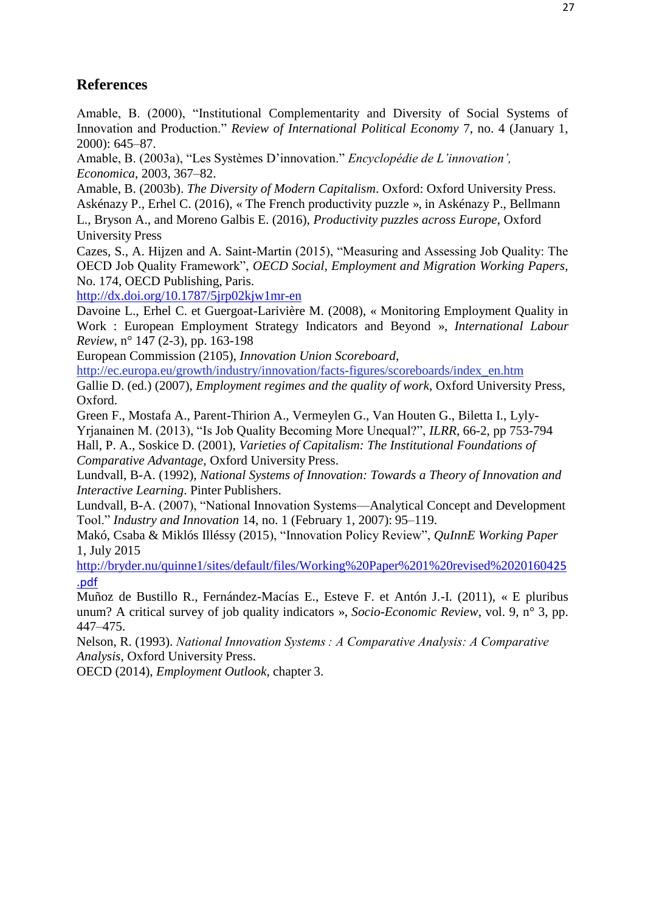## References

Amable, B. (2000), "Institutional Complementarity and Diversity of Social Systems of Innovation and Production." *Review of International Political Economy* 7, no. 4 (January 1, 2000): 645–87.

Amable, B. (2003a), "Les Systèmes D'innovation." *Encyclopédie de L'innovation', Economica*, 2003, 367–82.

Amable, B. (2003b). *The Diversity of Modern Capitalism*. Oxford: Oxford University Press.

Askénazy P., Erhel C. (2016), « The French productivity puzzle », in Askénazy P., Bellmann L., Bryson A., and Moreno Galbis E. (2016), *Productivity puzzles across Europe*, Oxford University Press

Cazes, S., A. Hijzen and A. Saint-Martin (2015), "Measuring and Assessing Job Quality: The OECD Job Quality Framework", *OECD Social, Employment and Migration Working Papers*, No. 174, OECD Publishing, Paris.
http://dx.doi.org/10.1787/5jrp02kjw1mr-en

Davoine L., Erhel C. et Guergoat-Larivière M. (2008), « Monitoring Employment Quality in Work : European Employment Strategy Indicators and Beyond », *International Labour Review*, n° 147 (2-3), pp. 163-198

European Commission (2105), *Innovation Union Scoreboard*,
http://ec.europa.eu/growth/industry/innovation/facts-figures/scoreboards/index_en.htm

Gallie D. (ed.) (2007), *Employment regimes and the quality of work*, Oxford University Press, Oxford.

Green F., Mostafa A., Parent-Thirion A., Vermeylen G., Van Houten G., Biletta I., Lyly-Yrjanainen M. (2013), "Is Job Quality Becoming More Unequal?", *ILRR*, 66-2, pp 753-794

Hall, P. A., Soskice D. (2001), *Varieties of Capitalism: The Institutional Foundations of Comparative Advantage*, Oxford University Press.

Lundvall, B-A. (1992), *National Systems of Innovation: Towards a Theory of Innovation and Interactive Learning*. Pinter Publishers.

Lundvall, B-A. (2007), "National Innovation Systems—Analytical Concept and Development Tool." *Industry and Innovation* 14, no. 1 (February 1, 2007): 95–119.

Makó, Csaba & Miklós Illéssy (2015), "Innovation Policy Review", *QuInnE Working Paper* 1, July 2015
http://bryder.nu/quinne1/sites/default/files/Working%20Paper%201%20revised%2020160425.pdf

Muñoz de Bustillo R., Fernández-Macías E., Esteve F. et Antón J.-I. (2011), « E pluribus unum? A critical survey of job quality indicators », *Socio-Economic Review*, vol. 9, n° 3, pp. 447–475.

Nelson, R. (1993). *National Innovation Systems : A Comparative Analysis: A Comparative Analysis*, Oxford University Press.

OECD (2014), *Employment Outlook*, chapter 3.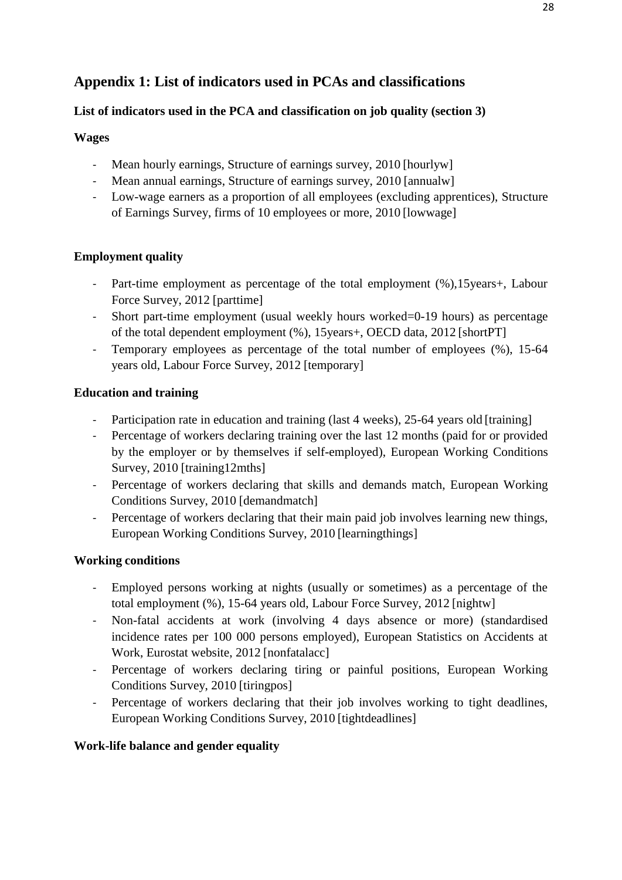## Appendix 1: List of indicators used in PCAs and classifications

### List of indicators used in the PCA and classification on job quality (section 3)

#### Wages

- Mean hourly earnings, Structure of earnings survey, 2010 [hourlyw]
- Mean annual earnings, Structure of earnings survey, 2010 [annualw]
- Low-wage earners as a proportion of all employees (excluding apprentices), Structure of Earnings Survey, firms of 10 employees or more, 2010 [lowwage]

#### Employment quality

- Part-time employment as percentage of the total employment (%),15years+, Labour Force Survey, 2012 [parttime]
- Short part-time employment (usual weekly hours worked=0-19 hours) as percentage of the total dependent employment (%), 15years+, OECD data, 2012 [shortPT]
- Temporary employees as percentage of the total number of employees (%), 15-64 years old, Labour Force Survey, 2012 [temporary]

#### Education and training

- Participation rate in education and training (last 4 weeks), 25-64 years old [training]
- Percentage of workers declaring training over the last 12 months (paid for or provided by the employer or by themselves if self-employed), European Working Conditions Survey, 2010 [training12mths]
- Percentage of workers declaring that skills and demands match, European Working Conditions Survey, 2010 [demandmatch]
- Percentage of workers declaring that their main paid job involves learning new things, European Working Conditions Survey, 2010 [learningthings]

#### Working conditions

- Employed persons working at nights (usually or sometimes) as a percentage of the total employment (%), 15-64 years old, Labour Force Survey, 2012 [nightw]
- Non-fatal accidents at work (involving 4 days absence or more) (standardised incidence rates per 100 000 persons employed), European Statistics on Accidents at Work, Eurostat website, 2012 [nonfatalacc]
- Percentage of workers declaring tiring or painful positions, European Working Conditions Survey, 2010 [tiringpos]
- Percentage of workers declaring that their job involves working to tight deadlines, European Working Conditions Survey, 2010 [tightdeadlines]

#### Work-life balance and gender equality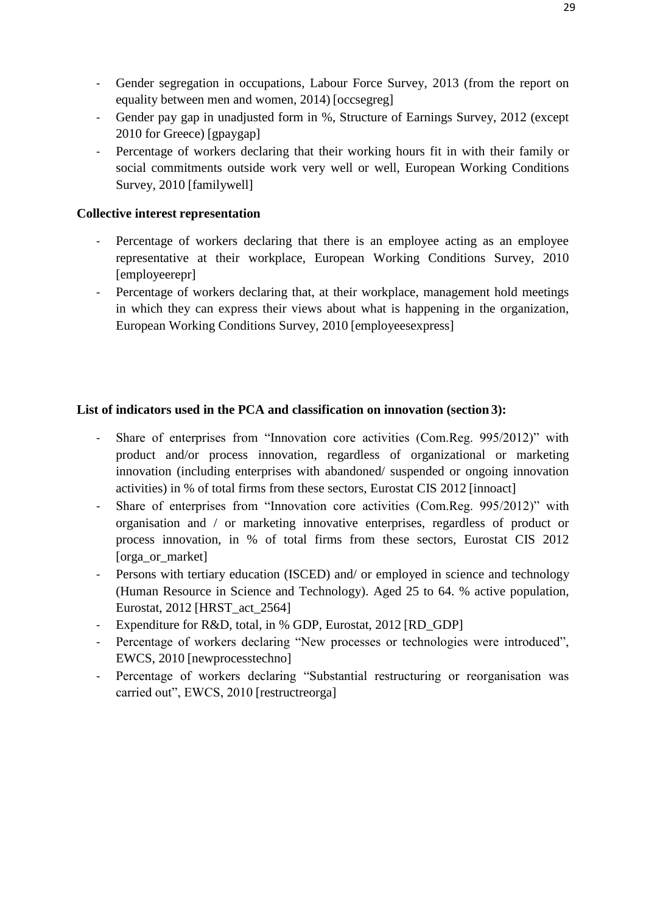- Gender segregation in occupations, Labour Force Survey, 2013 (from the report on equality between men and women, 2014) [occsegreg]
- Gender pay gap in unadjusted form in %, Structure of Earnings Survey, 2012 (except 2010 for Greece) [gpaygap]
- Percentage of workers declaring that their working hours fit in with their family or social commitments outside work very well or well, European Working Conditions Survey, 2010 [familywell]

**Collective interest representation**

- Percentage of workers declaring that there is an employee acting as an employee representative at their workplace, European Working Conditions Survey, 2010 [employeerepr]
- Percentage of workers declaring that, at their workplace, management hold meetings in which they can express their views about what is happening in the organization, European Working Conditions Survey, 2010 [employeesexpress]

**List of indicators used in the PCA and classification on innovation (section 3):**

- Share of enterprises from "Innovation core activities (Com.Reg. 995/2012)" with product and/or process innovation, regardless of organizational or marketing innovation (including enterprises with abandoned/ suspended or ongoing innovation activities) in % of total firms from these sectors, Eurostat CIS 2012 [innoact]
- Share of enterprises from "Innovation core activities (Com.Reg. 995/2012)" with organisation and / or marketing innovative enterprises, regardless of product or process innovation, in % of total firms from these sectors, Eurostat CIS 2012 [orga_or_market]
- Persons with tertiary education (ISCED) and/ or employed in science and technology (Human Resource in Science and Technology). Aged 25 to 64. % active population, Eurostat, 2012 [HRST_act_2564]
- Expenditure for R&D, total, in % GDP, Eurostat, 2012 [RD_GDP]
- Percentage of workers declaring "New processes or technologies were introduced", EWCS, 2010 [newprocesstechno]
- Percentage of workers declaring "Substantial restructuring or reorganisation was carried out", EWCS, 2010 [restructreorga]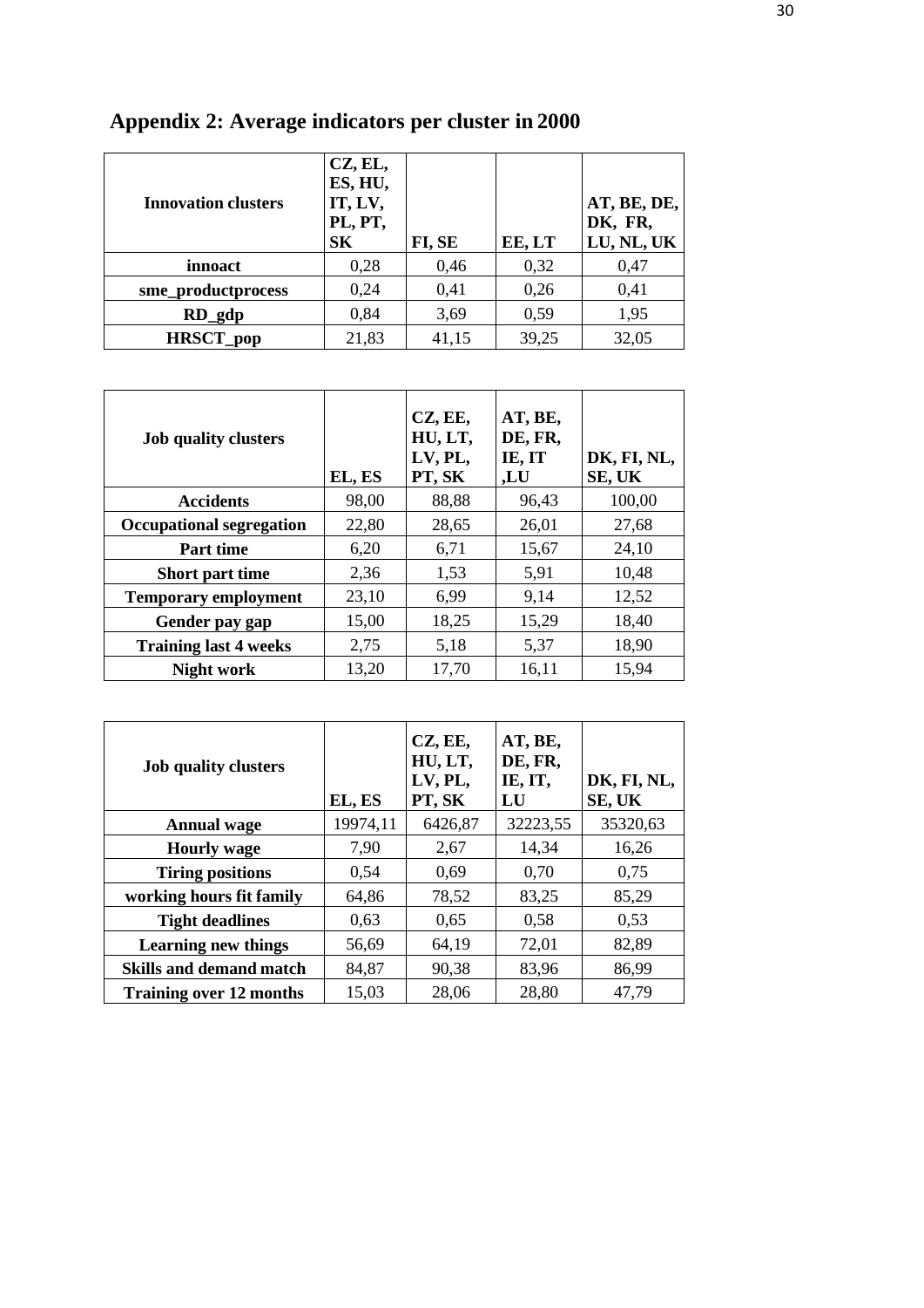## Appendix 2: Average indicators per cluster in 2000

| Innovation clusters | CZ, EL, ES, HU, IT, LV, PL, PT, SK | FI, SE | EE, LT | AT, BE, DE, DK, FR, LU, NL, UK |
|---|---|---|---|---|
| **innoact** | 0,28 | 0,46 | 0,32 | 0,47 |
| **sme_productprocess** | 0,24 | 0,41 | 0,26 | 0,41 |
| **RD_gdp** | 0,84 | 3,69 | 0,59 | 1,95 |
| **HRSCT_pop** | 21,83 | 41,15 | 39,25 | 32,05 |

| Job quality clusters | EL, ES | CZ, EE, HU, LT, LV, PL, PT, SK | AT, BE, DE, FR, IE, IT ,LU | DK, FI, NL, SE, UK |
|---|---|---|---|---|
| **Accidents** | 98,00 | 88,88 | 96,43 | 100,00 |
| **Occupational segregation** | 22,80 | 28,65 | 26,01 | 27,68 |
| **Part time** | 6,20 | 6,71 | 15,67 | 24,10 |
| **Short part time** | 2,36 | 1,53 | 5,91 | 10,48 |
| **Temporary employment** | 23,10 | 6,99 | 9,14 | 12,52 |
| **Gender pay gap** | 15,00 | 18,25 | 15,29 | 18,40 |
| **Training last 4 weeks** | 2,75 | 5,18 | 5,37 | 18,90 |
| **Night work** | 13,20 | 17,70 | 16,11 | 15,94 |

| Job quality clusters | EL, ES | CZ, EE, HU, LT, LV, PL, PT, SK | AT, BE, DE, FR, IE, IT, LU | DK, FI, NL, SE, UK |
|---|---|---|---|---|
| **Annual wage** | 19974,11 | 6426,87 | 32223,55 | 35320,63 |
| **Hourly wage** | 7,90 | 2,67 | 14,34 | 16,26 |
| **Tiring positions** | 0,54 | 0,69 | 0,70 | 0,75 |
| **working hours fit family** | 64,86 | 78,52 | 83,25 | 85,29 |
| **Tight deadlines** | 0,63 | 0,65 | 0,58 | 0,53 |
| **Learning new things** | 56,69 | 64,19 | 72,01 | 82,89 |
| **Skills and demand match** | 84,87 | 90,38 | 83,96 | 86,99 |
| **Training over 12 months** | 15,03 | 28,06 | 28,80 | 47,79 |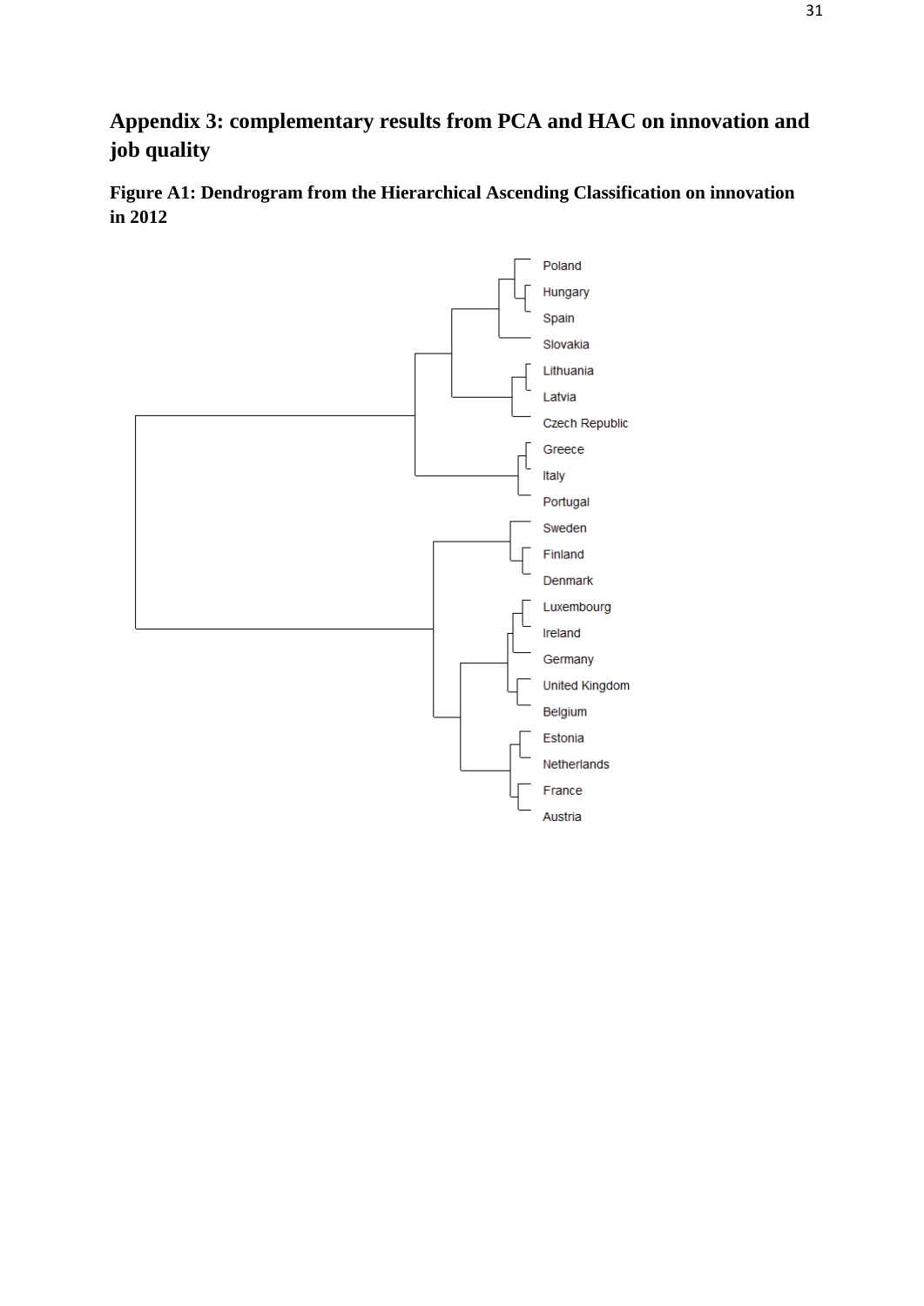# Appendix 3: complementary results from PCA and HAC on innovation and job quality

**Figure A1: Dendrogram from the Hierarchical Ascending Classification on innovation in 2012**

Poland
Hungary
Spain
Slovakia
Lithuania
Latvia
Czech Republic
Greece
Italy
Portugal
Sweden
Finland
Denmark
Luxembourg
Ireland
Germany
United Kingdom
Belgium
Estonia
Netherlands
France
Austria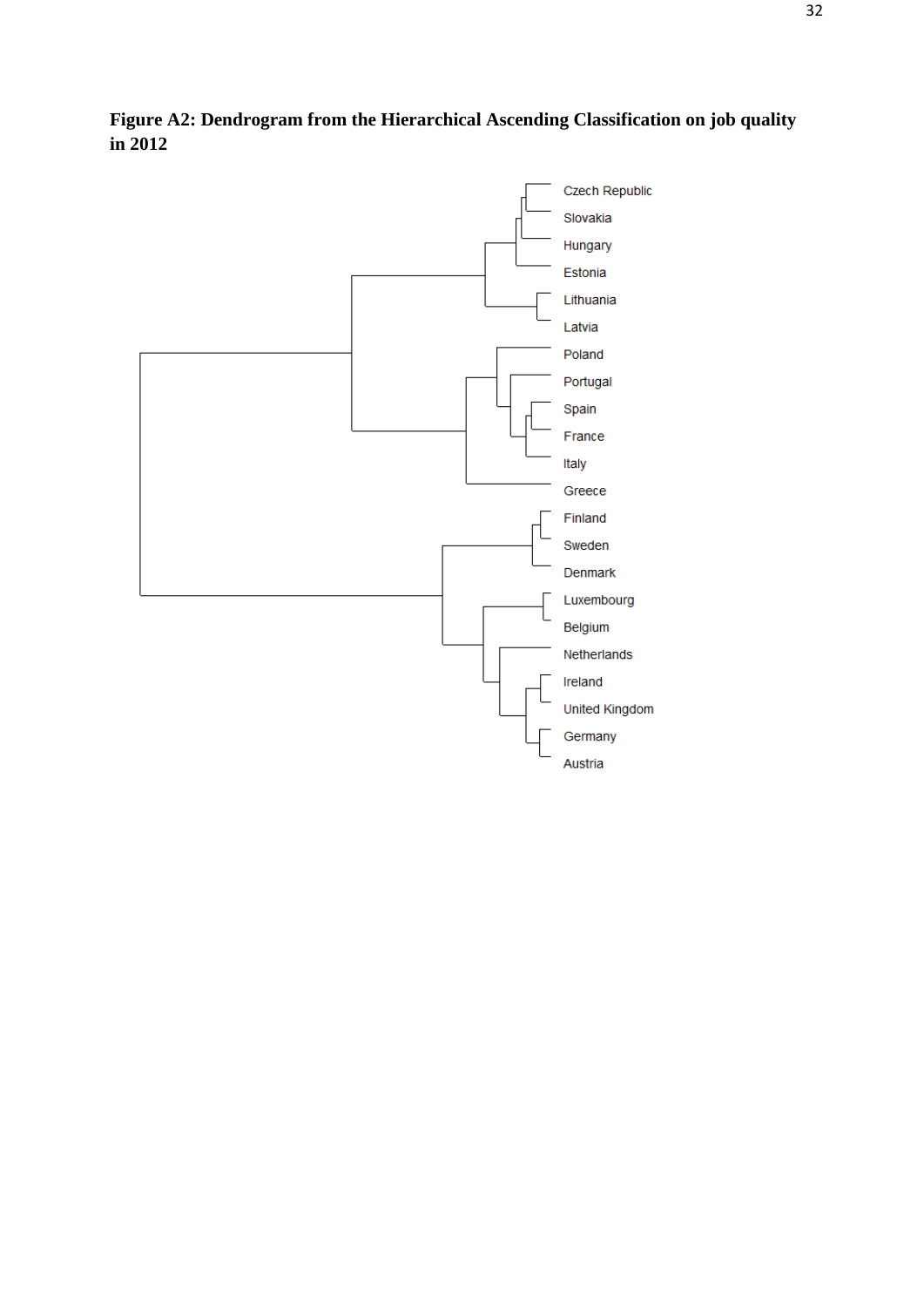**Figure A2: Dendrogram from the Hierarchical Ascending Classification on job quality in 2012**

Czech Republic
Slovakia
Hungary
Estonia
Lithuania
Latvia
Poland
Portugal
Spain
France
Italy
Greece
Finland
Sweden
Denmark
Luxembourg
Belgium
Netherlands
Ireland
United Kingdom
Germany
Austria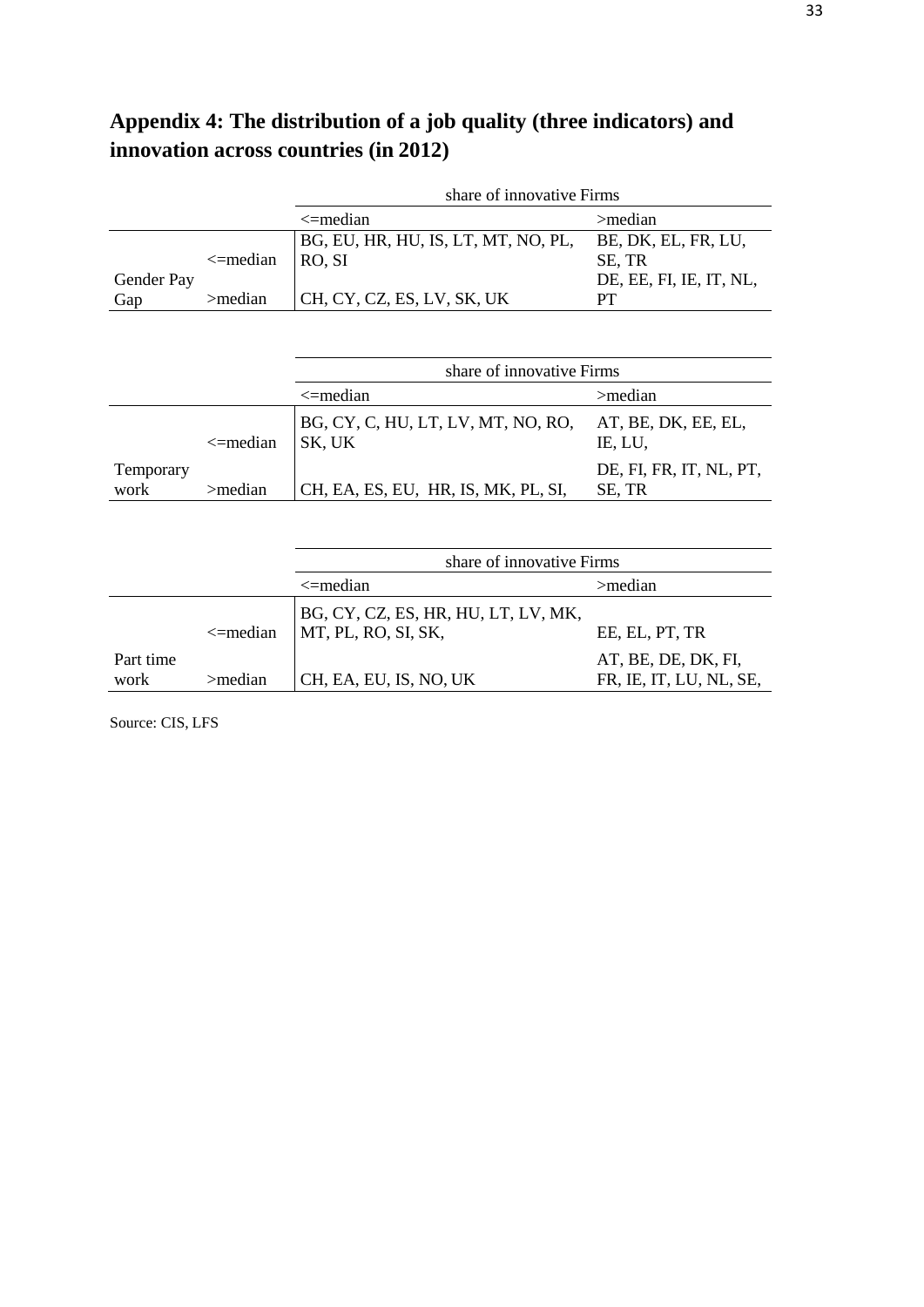## Appendix 4: The distribution of a job quality (three indicators) and innovation across countries (in 2012)

| | | share of innovative Firms | |
|---|---|---|---|
| | | <=median | >median |
| | <=median | BG, EU, HR, HU, IS, LT, MT, NO, PL, RO, SI | BE, DK, EL, FR, LU, SE, TR |
| Gender Pay Gap | >median | CH, CY, CZ, ES, LV, SK, UK | DE, EE, FI, IE, IT, NL, PT |

| | | share of innovative Firms | |
|---|---|---|---|
| | | <=median | >median |
| | <=median | BG, CY, C, HU, LT, LV, MT, NO, RO, SK, UK | AT, BE, DK, EE, EL, IE, LU, |
| Temporary work | >median | CH, EA, ES, EU, HR, IS, MK, PL, SI, | DE, FI, FR, IT, NL, PT, SE, TR |

| | | share of innovative Firms | |
|---|---|---|---|
| | | <=median | >median |
| | <=median | BG, CY, CZ, ES, HR, HU, LT, LV, MK, MT, PL, RO, SI, SK, | EE, EL, PT, TR |
| Part time work | >median | CH, EA, EU, IS, NO, UK | AT, BE, DE, DK, FI, FR, IE, IT, LU, NL, SE, |

Source: CIS, LFS